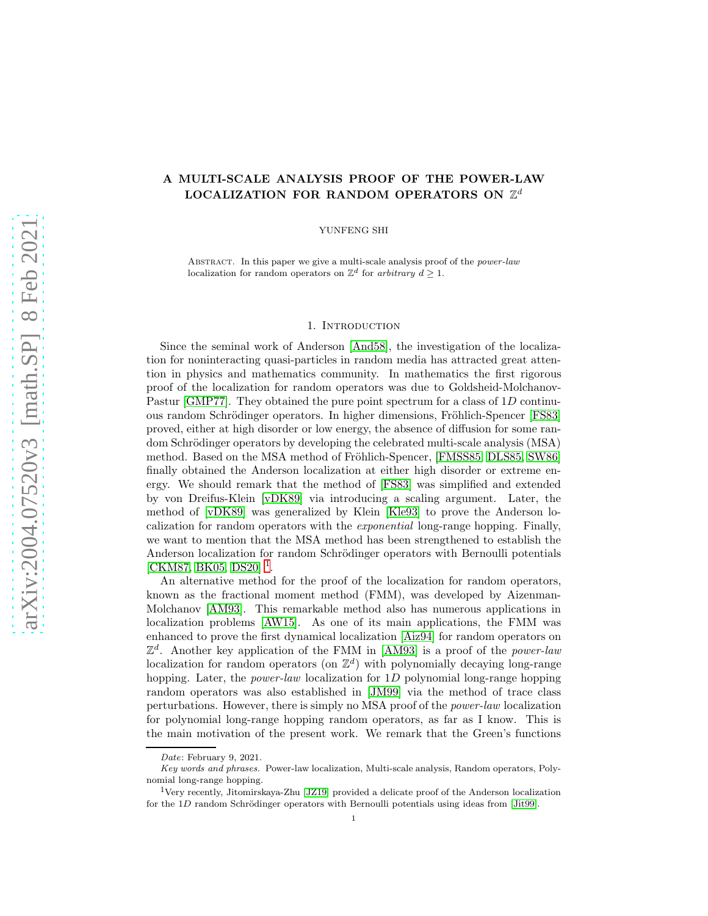# A MULTI-SCALE ANALYSIS PROOF OF THE POWER-LAW LOCALIZATION FOR RANDOM OPERATORS ON $\mathbb{Z}^d$

YUNFENG SHI

Abstract. In this paper we give a multi-scale analysis proof of the *power-law* localization for random operators on $\mathbb{Z}^d$ for *arbitrary* $d \geq 1$.

## 1. Introduction

Since the seminal work of Anderson [And58], the investigation of the localization for noninteracting quasi-particles in random media has attracted great attention in physics and mathematics community. In mathematics the first rigorous proof of the localization for random operators was due to Goldsheid-Molchanov-Pastur [GMP77]. They obtained the pure point spectrum for a class of $1D$ continuous random Schrödinger operators. In higher dimensions, Fröhlich-Spencer [FS83] proved, either at high disorder or low energy, the absence of diffusion for some random Schrödinger operators by developing the celebrated multi-scale analysis (MSA) method. Based on the MSA method of Fröhlich-Spencer, [FMSS85, DLS85, SW86] finally obtained the Anderson localization at either high disorder or extreme energy. We should remark that the method of [FS83] was simplified and extended by von Dreifus-Klein [vDK89] via introducing a scaling argument. Later, the method of [vDK89] was generalized by Klein [Kle93] to prove the Anderson localization for random operators with the *exponential* long-range hopping. Finally, we want to mention that the MSA method has been strengthened to establish the Anderson localization for random Schrödinger operators with Bernoulli potentials [CKM87, BK05, DS20] [1].

An alternative method for the proof of the localization for random operators, known as the fractional moment method (FMM), was developed by Aizenman-Molchanov [AM93]. This remarkable method also has numerous applications in localization problems [AW15]. As one of its main applications, the FMM was enhanced to prove the first dynamical localization [Aiz94] for random operators on $\mathbb{Z}^d$. Another key application of the FMM in [AM93] is a proof of the *power-law* localization for random operators (on $\mathbb{Z}^d$) with polynomially decaying long-range hopping. Later, the *power-law* localization for $1D$ polynomial long-range hopping random operators was also established in [JM99] via the method of trace class perturbations. However, there is simply no MSA proof of the *power-law* localization for polynomial long-range hopping random operators, as far as I know. This is the main motivation of the present work. We remark that the Green's functions

*Date*: February 9, 2021.

*Key words and phrases.* Power-law localization, Multi-scale analysis, Random operators, Polynomial long-range hopping.

[1] Very recently, Jitomirskaya-Zhu [JZ19] provided a delicate proof of the Anderson localization for the $1D$ random Schrödinger operators with Bernoulli potentials using ideas from [Jit99].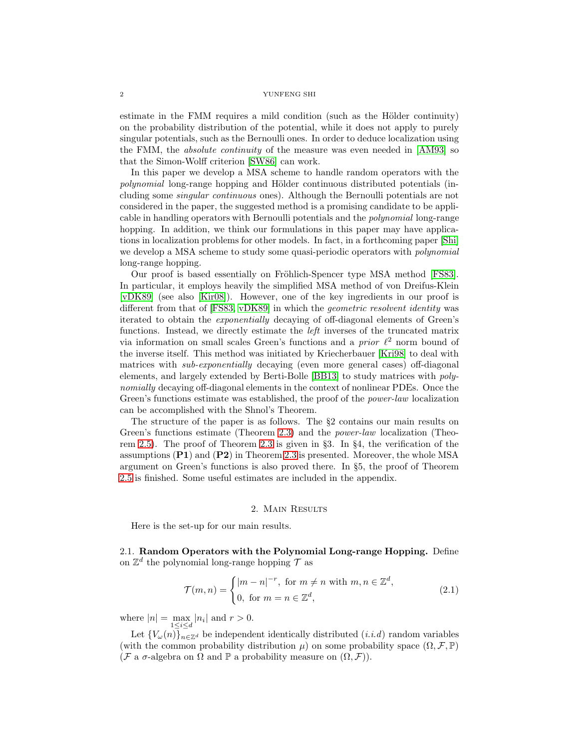estimate in the FMM requires a mild condition (such as the Hölder continuity) on the probability distribution of the potential, while it does not apply to purely singular potentials, such as the Bernoulli ones. In order to deduce localization using the FMM, the *absolute continuity* of the measure was even needed in [AM93] so that the Simon-Wolff criterion [SW86] can work.

In this paper we develop a MSA scheme to handle random operators with the *polynomial* long-range hopping and Hölder continuous distributed potentials (including some *singular continuous* ones). Although the Bernoulli potentials are not considered in the paper, the suggested method is a promising candidate to be applicable in handling operators with Bernoulli potentials and the *polynomial* long-range hopping. In addition, we think our formulations in this paper may have applications in localization problems for other models. In fact, in a forthcoming paper [Shi] we develop a MSA scheme to study some quasi-periodic operators with *polynomial* long-range hopping.

Our proof is based essentially on Fröhlich-Spencer type MSA method [FS83]. In particular, it employs heavily the simplified MSA method of von Dreifus-Klein [vDK89] (see also [Kir08]). However, one of the key ingredients in our proof is different from that of [FS83, vDK89] in which the *geometric resolvent identity* was iterated to obtain the *exponentially* decaying of off-diagonal elements of Green's functions. Instead, we directly estimate the *left* inverses of the truncated matrix via information on small scales Green's functions and a *prior* $\ell^2$ norm bound of the inverse itself. This method was initiated by Kriecherbauer [Kri98] to deal with matrices with *sub-exponentially* decaying (even more general cases) off-diagonal elements, and largely extended by Berti-Bolle [BB13] to study matrices with *polynomially* decaying off-diagonal elements in the context of nonlinear PDEs. Once the Green's functions estimate was established, the proof of the *power-law* localization can be accomplished with the Shnol's Theorem.

The structure of the paper is as follows. The §2 contains our main results on Green's functions estimate (Theorem 2.3) and the *power-law* localization (Theorem 2.5). The proof of Theorem 2.3 is given in §3. In §4, the verification of the assumptions (**P1**) and (**P2**) in Theorem 2.3 is presented. Moreover, the whole MSA argument on Green's functions is also proved there. In §5, the proof of Theorem 2.5 is finished. Some useful estimates are included in the appendix.

## 2. Main Results

Here is the set-up for our main results.

### 2.1. Random Operators with the Polynomial Long-range Hopping.

Define on $\mathbb{Z}^d$ the polynomial long-range hopping $\mathcal{T}$ as

$$\mathcal{T}(m,n)=\begin{cases}|m-n|^{-r}, \text{ for } m\neq n \text{ with } m,n\in\mathbb{Z}^d,\\ 0, \text{ for } m=n\in\mathbb{Z}^d,\end{cases} \tag{2.1}$$

where $|n|=\max\limits_{1\leq i\leq d}|n_i|$ and $r>0$.

Let $\{V_\omega(n)\}_{n\in\mathbb{Z}^d}$ be independent identically distributed (*i.i.d*) random variables (with the common probability distribution $\mu$) on some probability space $(\Omega,\mathcal{F},\mathbb{P})$ ($\mathcal{F}$ a $\sigma$-algebra on $\Omega$ and $\mathbb{P}$ a probability measure on $(\Omega,\mathcal{F})$).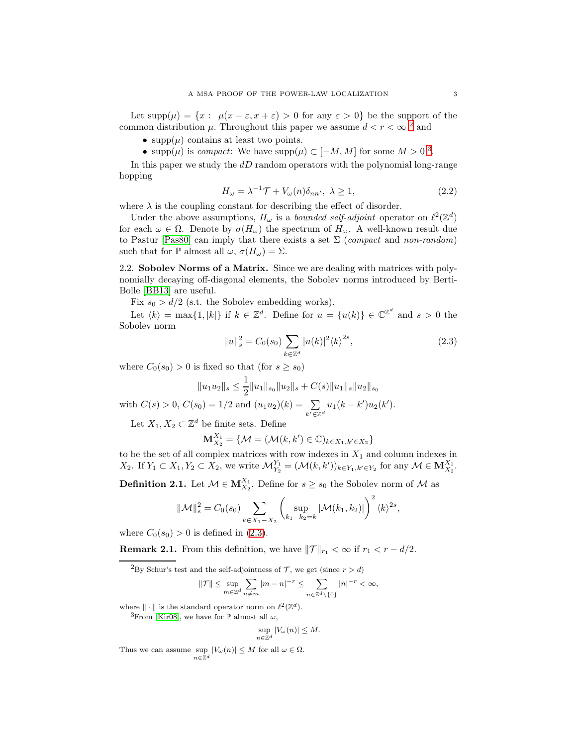Let $\text{supp}(\mu) = \{x : \mu(x - \varepsilon, x + \varepsilon) > 0 \text{ for any } \varepsilon > 0\}$ be the support of the common distribution $\mu$. Throughout this paper we assume $d < r < \infty$ [2] and

- $\text{supp}(\mu)$ contains at least two points.
- $\text{supp}(\mu)$ is *compact*: We have $\text{supp}(\mu) \subset [-M, M]$ for some $M > 0$ [3].

In this paper we study the $dD$ random operators with the polynomial long-range hopping

$$H_\omega = \lambda^{-1}\mathcal{T} + V_\omega(n)\delta_{nn'},\ \lambda \geq 1, \tag{2.2}$$

where $\lambda$ is the coupling constant for describing the effect of disorder.

Under the above assumptions, $H_\omega$ is a *bounded self-adjoint* operator on $\ell^2(\mathbb{Z}^d)$ for each $\omega \in \Omega$. Denote by $\sigma(H_\omega)$ the spectrum of $H_\omega$. A well-known result due to Pastur [Pas80] can imply that there exists a set $\Sigma$ (*compact* and *non-random*) such that for $\mathbb{P}$ almost all $\omega$, $\sigma(H_\omega) = \Sigma$.

2.2. **Sobolev Norms of a Matrix.** Since we are dealing with matrices with polynomially decaying off-diagonal elements, the Sobolev norms introduced by Berti-Bolle [BB13] are useful.

Fix $s_0 > d/2$ (s.t. the Sobolev embedding works).

Let $\langle k \rangle = \max\{1, |k|\}$ if $k \in \mathbb{Z}^d$. Define for $u = \{u(k)\} \in \mathbb{C}^{\mathbb{Z}^d}$ and $s > 0$ the Sobolev norm

$$\|u\|_s^2 = C_0(s_0) \sum_{k \in \mathbb{Z}^d} |u(k)|^2 \langle k \rangle^{2s}, \tag{2.3}$$

where $C_0(s_0) > 0$ is fixed so that (for $s \geq s_0$)

$$\|u_1 u_2\|_s \leq \frac{1}{2}\|u_1\|_{s_0}\|u_2\|_s + C(s)\|u_1\|_s\|u_2\|_{s_0}$$

with $C(s) > 0$, $C(s_0) = 1/2$ and $(u_1u_2)(k) = \sum_{k' \in \mathbb{Z}^d} u_1(k - k')u_2(k')$.

Let $X_1, X_2 \subset \mathbb{Z}^d$ be finite sets. Define

$$\mathbf{M}_{X_2}^{X_1} = \{\mathcal{M} = (\mathcal{M}(k, k') \in \mathbb{C})_{k \in X_1, k' \in X_2}\}$$

to be the set of all complex matrices with row indexes in $X_1$ and column indexes in $X_2$. If $Y_1 \subset X_1, Y_2 \subset X_2$, we write $\mathcal{M}_{Y_2}^{Y_1} = (\mathcal{M}(k, k'))_{k \in Y_1, k' \in Y_2}$ for any $\mathcal{M} \in \mathbf{M}_{X_2}^{X_1}$.

**Definition 2.1.** Let $\mathcal{M} \in \mathbf{M}_{X_2}^{X_1}$. Define for $s \geq s_0$ the Sobolev norm of $\mathcal{M}$ as

$$\|\mathcal{M}\|_s^2 = C_0(s_0) \sum_{k \in X_1 - X_2} \left( \sup_{k_1 - k_2 = k} |\mathcal{M}(k_1, k_2)| \right)^2 \langle k \rangle^{2s},$$

where $C_0(s_0) > 0$ is defined in (2.3).

**Remark 2.1.** From this definition, we have $\|\mathcal{T}\|_{r_1} < \infty$ if $r_1 < r - d/2$.

---

[2] By Schur's test and the self-adjointness of $\mathcal{T}$, we get (since $r > d$)

$$\|\mathcal{T}\| \leq \sup_{m \in \mathbb{Z}^d} \sum_{n \neq m} |m - n|^{-r} \leq \sum_{n \in \mathbb{Z}^d \setminus \{0\}} |n|^{-r} < \infty,$$

where $\|\cdot\|$ is the standard operator norm on $\ell^2(\mathbb{Z}^d)$.

[3] From [Kir08], we have for $\mathbb{P}$ almost all $\omega$,

$$\sup_{n \in \mathbb{Z}^d} |V_\omega(n)| \leq M.$$

Thus we can assume $\sup_{n \in \mathbb{Z}^d} |V_\omega(n)| \leq M$ for all $\omega \in \Omega$.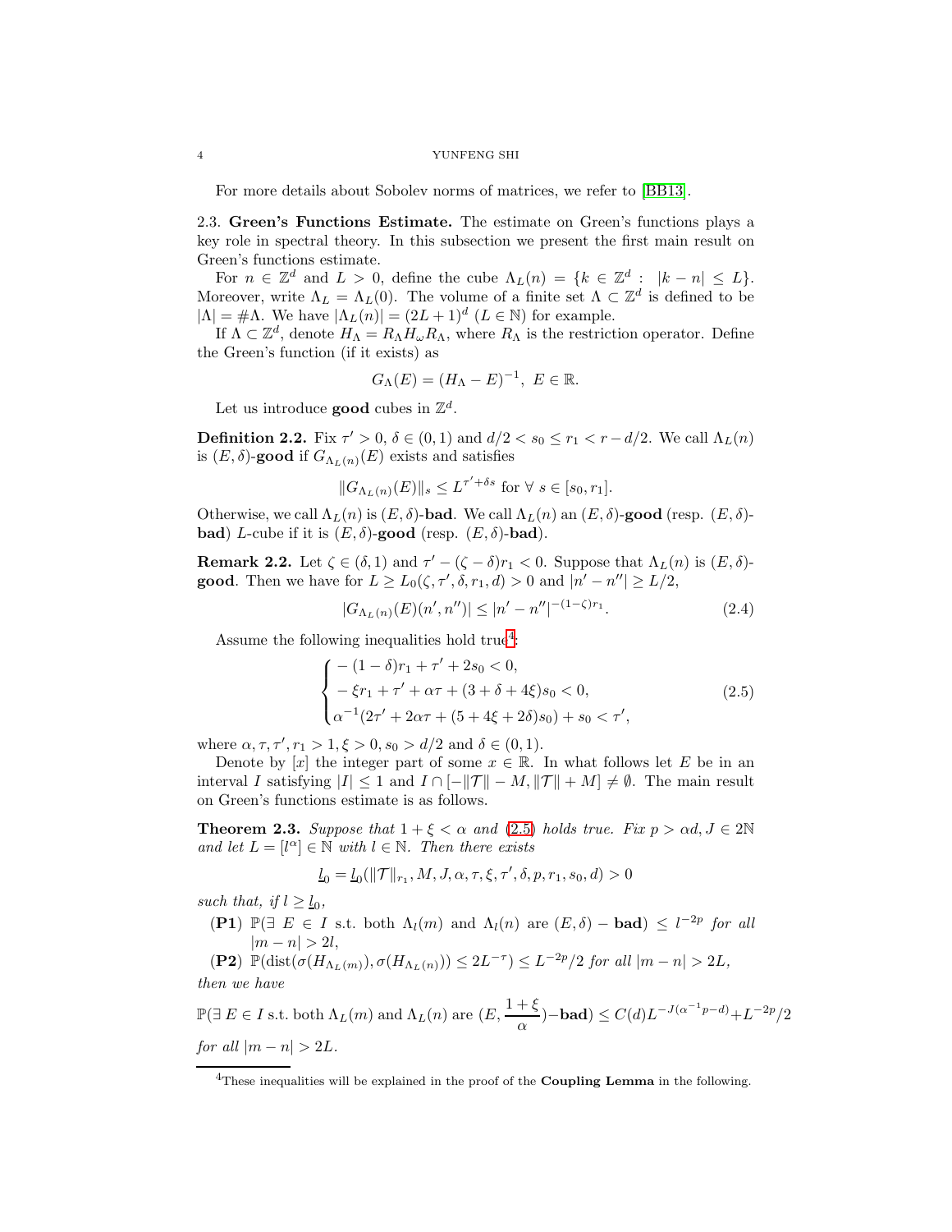For more details about Sobolev norms of matrices, we refer to [BB13].

### 2.3. Green's Functions Estimate.

The estimate on Green's functions plays a key role in spectral theory. In this subsection we present the first main result on Green's functions estimate.

For $n \in \mathbb{Z}^d$ and $L > 0$, define the cube $\Lambda_L(n) = \{k \in \mathbb{Z}^d : \ |k - n| \leq L\}$. Moreover, write $\Lambda_L = \Lambda_L(0)$. The volume of a finite set $\Lambda \subset \mathbb{Z}^d$ is defined to be $|\Lambda| = \#\Lambda$. We have $|\Lambda_L(n)| = (2L+1)^d$ ($L \in \mathbb{N}$) for example.

If $\Lambda \subset \mathbb{Z}^d$, denote $H_\Lambda = R_\Lambda H_\omega R_\Lambda$, where $R_\Lambda$ is the restriction operator. Define the Green's function (if it exists) as

$$G_\Lambda(E) = (H_\Lambda - E)^{-1}, \ E \in \mathbb{R}.$$

Let us introduce **good** cubes in $\mathbb{Z}^d$.

**Definition 2.2.** Fix $\tau' > 0$, $\delta \in (0,1)$ and $d/2 < s_0 \leq r_1 < r - d/2$. We call $\Lambda_L(n)$ is $(E, \delta)$-**good** if $G_{\Lambda_L(n)}(E)$ exists and satisfies

$$\|G_{\Lambda_L(n)}(E)\|_s \leq L^{\tau' + \delta s} \text{ for } \forall \ s \in [s_0, r_1].$$

Otherwise, we call $\Lambda_L(n)$ is $(E, \delta)$-**bad**. We call $\Lambda_L(n)$ an $(E, \delta)$-**good** (resp. $(E, \delta)$-**bad**) $L$-cube if it is $(E, \delta)$-**good** (resp. $(E, \delta)$-**bad**).

**Remark 2.2.** Let $\zeta \in (\delta, 1)$ and $\tau' - (\zeta - \delta) r_1 < 0$. Suppose that $\Lambda_L(n)$ is $(E, \delta)$-**good**. Then we have for $L \geq L_0(\zeta, \tau', \delta, r_1, d) > 0$ and $|n' - n''| \geq L/2$,

$$|G_{\Lambda_L(n)}(E)(n', n'')| \leq |n' - n''|^{-(1-\zeta) r_1}. \tag{2.4}$$

Assume the following inequalities hold true[4]:

$$\begin{cases} -(1-\delta) r_1 + \tau' + 2 s_0 < 0, \\ -\xi r_1 + \tau' + \alpha \tau + (3 + \delta + 4\xi) s_0 < 0, \\ \alpha^{-1}(2\tau' + 2\alpha\tau + (5 + 4\xi + 2\delta) s_0) + s_0 < \tau', \end{cases} \tag{2.5}$$

where $\alpha, \tau, \tau', r_1 > 1, \xi > 0, s_0 > d/2$ and $\delta \in (0,1)$.

Denote by $[x]$ the integer part of some $x \in \mathbb{R}$. In what follows let $E$ be in an interval $I$ satisfying $|I| \leq 1$ and $I \cap [-\|\mathcal{T}\| - M, \|\mathcal{T}\| + M] \neq \emptyset$. The main result on Green's functions estimate is as follows.

**Theorem 2.3.** *Suppose that $1 + \xi < \alpha$ and (2.5) holds true. Fix $p > \alpha d, J \in 2\mathbb{N}$ and let $L = [l^\alpha] \in \mathbb{N}$ with $l \in \mathbb{N}$. Then there exists*

$$\underline{l}_0 = \underline{l}_0(\|\mathcal{T}\|_{r_1}, M, J, \alpha, \tau, \xi, \tau', \delta, p, r_1, s_0, d) > 0$$

*such that, if $l \geq \underline{l}_0$,*

**(P1)** $\mathbb{P}(\exists \ E \in I$ s.t. both $\Lambda_l(m)$ and $\Lambda_l(n)$ are $(E, \delta) -$ **bad**$) \leq l^{-2p}$ *for all* $|m - n| > 2l$,

**(P2)** $\mathbb{P}(\mathrm{dist}(\sigma(H_{\Lambda_L(m)}), \sigma(H_{\Lambda_L(n)})) \leq 2L^{-\tau}) \leq L^{-2p}/2$ *for all* $|m - n| > 2L$,

*then we have*

$$\mathbb{P}(\exists \ E \in I \text{ s.t. both } \Lambda_L(m) \text{ and } \Lambda_L(n) \text{ are } (E, \frac{1+\xi}{\alpha}) - \textbf{bad}) \leq C(d) L^{-J(\alpha^{-1}p - d)} + L^{-2p}/2$$

*for all* $|m - n| > 2L$.

---

[4] These inequalities will be explained in the proof of the **Coupling Lemma** in the following.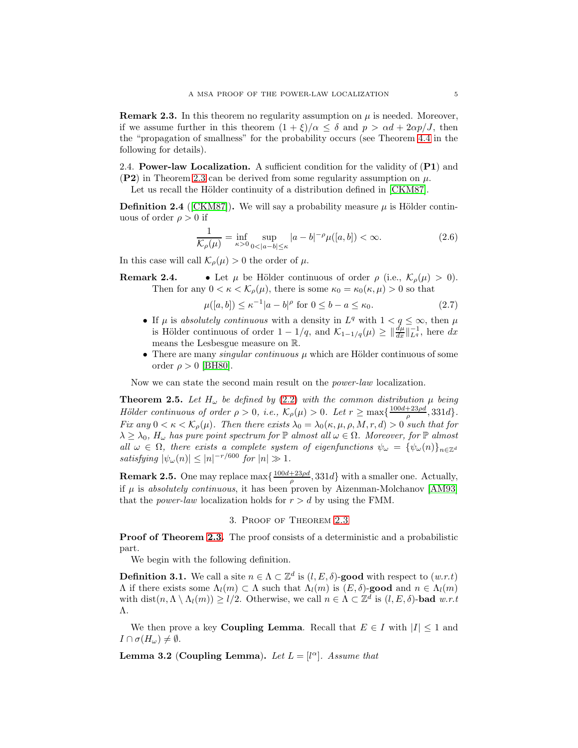**Remark 2.3.** In this theorem no regularity assumption on $\mu$ is needed. Moreover, if we assume further in this theorem $(1+\xi)/\alpha \leq \delta$ and $p > \alpha d + 2\alpha p/J$, then the "propagation of smallness" for the probability occurs (see Theorem 4.4 in the following for details).

2.4. **Power-law Localization.** A sufficient condition for the validity of (**P1**) and (**P2**) in Theorem 2.3 can be derived from some regularity assumption on $\mu$.

Let us recall the Hölder continuity of a distribution defined in [CKM87].

**Definition 2.4** ([CKM87])**.** We will say a probability measure $\mu$ is Hölder continuous of order $\rho > 0$ if

$$\frac{1}{\mathcal{K}_\rho(\mu)} = \inf_{\kappa>0} \sup_{0<|a-b|\leq \kappa} |a-b|^{-\rho}\mu([a,b]) < \infty. \tag{2.6}$$

In this case will call $\mathcal{K}_\rho(\mu) > 0$ the order of $\mu$.

**Remark 2.4.**
- Let $\mu$ be Hölder continuous of order $\rho$ (i.e., $\mathcal{K}_\rho(\mu) > 0$). Then for any $0 < \kappa < \mathcal{K}_\rho(\mu)$, there is some $\kappa_0 = \kappa_0(\kappa, \mu) > 0$ so that

$$\mu([a,b]) \leq \kappa^{-1}|a-b|^\rho \text{ for } 0 \leq b-a \leq \kappa_0. \tag{2.7}$$

- If $\mu$ is *absolutely continuous* with a density in $L^q$ with $1 < q \leq \infty$, then $\mu$ is Hölder continuous of order $1-1/q$, and $\mathcal{K}_{1-1/q}(\mu) \geq \|\frac{d\mu}{dx}\|_{L^q}^{-1}$, here $dx$ means the Lesbesgue measure on $\mathbb{R}$.
- There are many *singular continuous* $\mu$ which are Hölder continuous of some order $\rho > 0$ [BH80].

Now we can state the second main result on the *power-law* localization.

**Theorem 2.5.** *Let $H_\omega$ be defined by (2.2) with the common distribution $\mu$ being Hölder continuous of order $\rho > 0$, i.e., $\mathcal{K}_\rho(\mu) > 0$. Let $r \geq \max\{\frac{100d+23\rho d}{\rho}, 331d\}$. Fix any $0 < \kappa < \mathcal{K}_\rho(\mu)$. Then there exists $\lambda_0 = \lambda_0(\kappa, \mu, \rho, M, r, d) > 0$ such that for $\lambda \geq \lambda_0$, $H_\omega$ has pure point spectrum for $\mathbb{P}$ almost all $\omega \in \Omega$. Moreover, for $\mathbb{P}$ almost all $\omega \in \Omega$, there exists a complete system of eigenfunctions $\psi_\omega = \{\psi_\omega(n)\}_{n\in\mathbb{Z}^d}$ satisfying $|\psi_\omega(n)| \leq |n|^{-r/600}$ for $|n| \gg 1$.*

**Remark 2.5.** One may replace $\max\{\frac{100d+23\rho d}{\rho}, 331d\}$ with a smaller one. Actually, if $\mu$ is *absolutely continuous*, it has been proven by Aizenman-Molchanov [AM93] that the *power-law* localization holds for $r > d$ by using the FMM.

## 3. Proof of Theorem 2.3

**Proof of Theorem 2.3.** The proof consists of a deterministic and a probabilistic part.

We begin with the following definition.

**Definition 3.1.** We call a site $n \in \Lambda \subset \mathbb{Z}^d$ is $(l, E, \delta)$-**good** with respect to (*w.r.t*) $\Lambda$ if there exists some $\Lambda_l(m) \subset \Lambda$ such that $\Lambda_l(m)$ is $(E,\delta)$-**good** and $n \in \Lambda_l(m)$ with $\mathrm{dist}(n, \Lambda \setminus \Lambda_l(m)) \geq l/2$. Otherwise, we call $n \in \Lambda \subset \mathbb{Z}^d$ is $(l, E, \delta)$-**bad** *w.r.t* $\Lambda$.

We then prove a key **Coupling Lemma**. Recall that $E \in I$ with $|I| \leq 1$ and $I \cap \sigma(H_\omega) \neq \emptyset$.

**Lemma 3.2** (**Coupling Lemma**)**.** *Let $L = [l^\alpha]$. Assume that*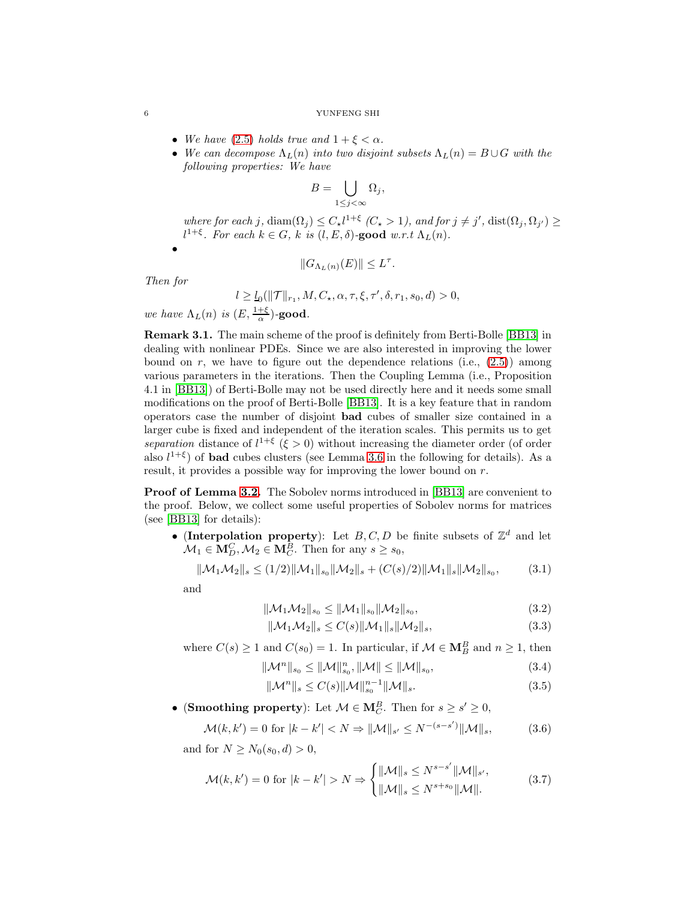- *We have (2.5) holds true and $1+\xi<\alpha$.*
- *We can decompose $\Lambda_L(n)$ into two disjoint subsets $\Lambda_L(n)=B\cup G$ with the following properties: We have*

$$B=\bigcup_{1\leq j<\infty}\Omega_j,$$

*where for each $j$, $\mathrm{diam}(\Omega_j)\leq C_\star l^{1+\xi}$ ($C_\star>1$), and for $j\neq j'$, $\mathrm{dist}(\Omega_j,\Omega_{j'})\geq l^{1+\xi}$. For each $k\in G$, $k$ is $(l,E,\delta)$-**good** w.r.t $\Lambda_L(n)$.*

- 

$$\|G_{\Lambda_L(n)}(E)\|\leq L^{\tau}.$$

*Then for*

$$l\geq \underline{l}_0(\|\mathcal{T}\|_{r_1},M,C_\star,\alpha,\tau,\xi,\tau',\delta,r_1,s_0,d)>0,$$

*we have $\Lambda_L(n)$ is $(E,\frac{1+\xi}{\alpha})$-**good**.*

**Remark 3.1.** The main scheme of the proof is definitely from Berti-Bolle [BB13] in dealing with nonlinear PDEs. Since we are also interested in improving the lower bound on $r$, we have to figure out the dependence relations (i.e., (2.5)) among various parameters in the iterations. Then the Coupling Lemma (i.e., Proposition 4.1 in [BB13]) of Berti-Bolle may not be used directly here and it needs some small modifications on the proof of Berti-Bolle [BB13]. It is a key feature that in random operators case the number of disjoint **bad** cubes of smaller size contained in a larger cube is fixed and independent of the iteration scales. This permits us to get *separation* distance of $l^{1+\xi}$ ($\xi>0$) without increasing the diameter order (of order also $l^{1+\xi}$) of **bad** cubes clusters (see Lemma 3.6 in the following for details). As a result, it provides a possible way for improving the lower bound on $r$.

**Proof of Lemma 3.2.** The Sobolev norms introduced in [BB13] are convenient to the proof. Below, we collect some useful properties of Sobolev norms for matrices (see [BB13] for details):

- (**Interpolation property**): Let $B,C,D$ be finite subsets of $\mathbb{Z}^d$ and let $\mathcal{M}_1\in\mathbf{M}_D^C$, $\mathcal{M}_2\in\mathbf{M}_C^B$. Then for any $s\geq s_0$,

$$\|\mathcal{M}_1\mathcal{M}_2\|_s\leq(1/2)\|\mathcal{M}_1\|_{s_0}\|\mathcal{M}_2\|_s+(C(s)/2)\|\mathcal{M}_1\|_s\|\mathcal{M}_2\|_{s_0},\tag{3.1}$$

and

$$\|\mathcal{M}_1\mathcal{M}_2\|_{s_0}\leq\|\mathcal{M}_1\|_{s_0}\|\mathcal{M}_2\|_{s_0},\tag{3.2}$$

$$\|\mathcal{M}_1\mathcal{M}_2\|_s\leq C(s)\|\mathcal{M}_1\|_s\|\mathcal{M}_2\|_s,\tag{3.3}$$

where $C(s)\geq 1$ and $C(s_0)=1$. In particular, if $\mathcal{M}\in\mathbf{M}_B^B$ and $n\geq 1$, then

$$\|\mathcal{M}^n\|_{s_0}\leq\|\mathcal{M}\|_{s_0}^n,\ \|\mathcal{M}\|\leq\|\mathcal{M}\|_{s_0},\tag{3.4}$$

$$\|\mathcal{M}^n\|_s\leq C(s)\|\mathcal{M}\|_{s_0}^{n-1}\|\mathcal{M}\|_s.\tag{3.5}$$

- (**Smoothing property**): Let $\mathcal{M}\in\mathbf{M}_C^B$. Then for $s\geq s'\geq 0$,

$$\mathcal{M}(k,k')=0 \text{ for } |k-k'|<N\Rightarrow\|\mathcal{M}\|_{s'}\leq N^{-(s-s')}\|\mathcal{M}\|_s,\tag{3.6}$$

and for $N\geq N_0(s_0,d)>0$,

$$\mathcal{M}(k,k')=0 \text{ for } |k-k'|>N\Rightarrow\begin{cases}\|\mathcal{M}\|_s\leq N^{s-s'}\|\mathcal{M}\|_{s'},\\ \|\mathcal{M}\|_s\leq N^{s+s_0}\|\mathcal{M}\|.\end{cases}\tag{3.7}$$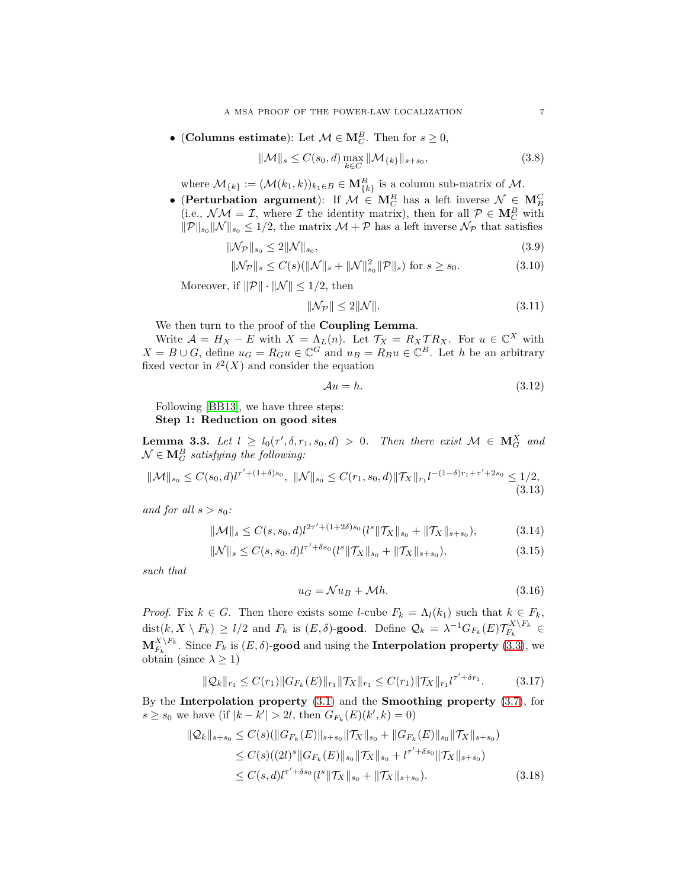- (**Columns estimate**): Let $\mathcal{M} \in \mathbf{M}_C^B$. Then for $s \geq 0$,

$$\|\mathcal{M}\|_s \leq C(s_0, d) \max_{k \in C} \|\mathcal{M}_{\{k\}}\|_{s+s_0}, \tag{3.8}$$

  where $\mathcal{M}_{\{k\}} := (\mathcal{M}(k_1, k))_{k_1 \in B} \in \mathbf{M}_{\{k\}}^B$ is a column sub-matrix of $\mathcal{M}$.
- (**Perturbation argument**): If $\mathcal{M} \in \mathbf{M}_C^B$ has a left inverse $\mathcal{N} \in \mathbf{M}_B^C$ (i.e., $\mathcal{N}\mathcal{M} = \mathcal{I}$, where $\mathcal{I}$ the identity matrix), then for all $\mathcal{P} \in \mathbf{M}_C^B$ with $\|\mathcal{P}\|_{s_0} \|\mathcal{N}\|_{s_0} \leq 1/2$, the matrix $\mathcal{M} + \mathcal{P}$ has a left inverse $\mathcal{N}_{\mathcal{P}}$ that satisfies

$$\|\mathcal{N}_{\mathcal{P}}\|_{s_0} \leq 2\|\mathcal{N}\|_{s_0}, \tag{3.9}$$

$$\|\mathcal{N}_{\mathcal{P}}\|_s \leq C(s)(\|\mathcal{N}\|_s + \|\mathcal{N}\|_{s_0}^2 \|\mathcal{P}\|_s) \text{ for } s \geq s_0. \tag{3.10}$$

  Moreover, if $\|\mathcal{P}\| \cdot \|\mathcal{N}\| \leq 1/2$, then

$$\|\mathcal{N}_{\mathcal{P}}\| \leq 2\|\mathcal{N}\|. \tag{3.11}$$

We then turn to the proof of the **Coupling Lemma**.

Write $\mathcal{A} = H_X - E$ with $X = \Lambda_L(n)$. Let $\mathcal{T}_X = R_X \mathcal{T} R_X$. For $u \in \mathbb{C}^X$ with $X = B \cup G$, define $u_G = R_G u \in \mathbb{C}^G$ and $u_B = R_B u \in \mathbb{C}^B$. Let $h$ be an arbitrary fixed vector in $\ell^2(X)$ and consider the equation

$$\mathcal{A}u = h. \tag{3.12}$$

Following [BB13], we have three steps:
**Step 1: Reduction on good sites**

**Lemma 3.3.** *Let $l \geq l_0(\tau', \delta, r_1, s_0, d) > 0$. Then there exist $\mathcal{M} \in \mathbf{M}_G^X$ and $\mathcal{N} \in \mathbf{M}_G^B$ satisfying the following:*

$$\|\mathcal{M}\|_{s_0} \leq C(s_0, d) l^{\tau' + (1+\delta)s_0}, \ \|\mathcal{N}\|_{s_0} \leq C(r_1, s_0, d) \|\mathcal{T}_X\|_{r_1} l^{-(1-\delta)r_1 + \tau' + 2s_0} \leq 1/2, \tag{3.13}$$

*and for all $s > s_0$:*

$$\|\mathcal{M}\|_s \leq C(s, s_0, d) l^{2\tau' + (1+2\delta)s_0} (l^s \|\mathcal{T}_X\|_{s_0} + \|\mathcal{T}_X\|_{s+s_0}), \tag{3.14}$$

$$\|\mathcal{N}\|_s \leq C(s, s_0, d) l^{\tau' + \delta s_0} (l^s \|\mathcal{T}_X\|_{s_0} + \|\mathcal{T}_X\|_{s+s_0}), \tag{3.15}$$

*such that*

$$u_G = \mathcal{N}u_B + \mathcal{M}h. \tag{3.16}$$

*Proof.* Fix $k \in G$. Then there exists some $l$-cube $F_k = \Lambda_l(k_1)$ such that $k \in F_k$, $\operatorname{dist}(k, X \setminus F_k) \geq l/2$ and $F_k$ is $(E, \delta)$-**good**. Define $\mathcal{Q}_k = \lambda^{-1} G_{F_k}(E) \mathcal{T}_{F_k}^{X \setminus F_k} \in \mathbf{M}_{F_k}^{X \setminus F_k}$. Since $F_k$ is $(E, \delta)$-**good** and using the **Interpolation property** (3.3), we obtain (since $\lambda \geq 1$)

$$\|\mathcal{Q}_k\|_{r_1} \leq C(r_1) \|G_{F_k}(E)\|_{r_1} \|\mathcal{T}_X\|_{r_1} \leq C(r_1) \|\mathcal{T}_X\|_{r_1} l^{\tau' + \delta r_1}. \tag{3.17}$$

By the **Interpolation property** (3.1) and the **Smoothing property** (3.7), for $s \geq s_0$ we have (if $|k - k'| > 2l$, then $G_{F_k}(E)(k', k) = 0$)

$$\begin{aligned}
\|\mathcal{Q}_k\|_{s+s_0} &\leq C(s)(\|G_{F_k}(E)\|_{s+s_0} \|\mathcal{T}_X\|_{s_0} + \|G_{F_k}(E)\|_{s_0} \|\mathcal{T}_X\|_{s+s_0}) \\
&\leq C(s)((2l)^s \|G_{F_k}(E)\|_{s_0} \|\mathcal{T}_X\|_{s_0} + l^{\tau' + \delta s_0} \|\mathcal{T}_X\|_{s+s_0}) \\
&\leq C(s, d) l^{\tau' + \delta s_0} (l^s \|\mathcal{T}_X\|_{s_0} + \|\mathcal{T}_X\|_{s+s_0}).
\end{aligned} \tag{3.18}$$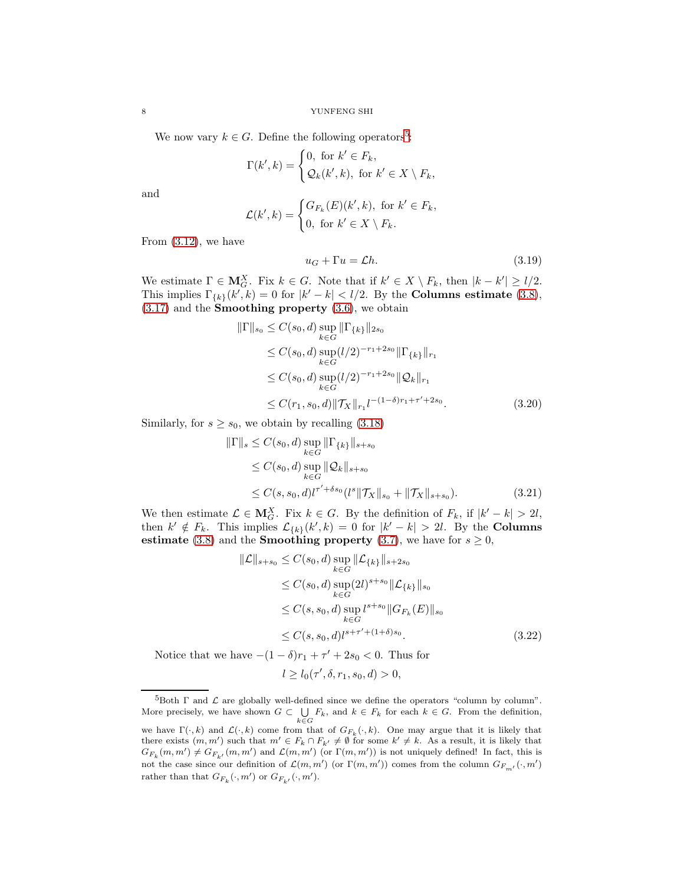We now vary $k \in G$. Define the following operators[5]:

$$\Gamma(k',k) = \begin{cases} 0, \text{ for } k' \in F_k, \\ \mathcal{Q}_k(k',k), \text{ for } k' \in X \setminus F_k, \end{cases}$$

and

$$\mathcal{L}(k',k) = \begin{cases} G_{F_k}(E)(k',k), \text{ for } k' \in F_k, \\ 0, \text{ for } k' \in X \setminus F_k. \end{cases}$$

From (3.12), we have

$$u_G + \Gamma u = \mathcal{L} h. \tag{3.19}$$

We estimate $\Gamma \in \mathbf{M}_G^X$. Fix $k \in G$. Note that if $k' \in X \setminus F_k$, then $|k - k'| \geq l/2$. This implies $\Gamma_{\{k\}}(k',k) = 0$ for $|k' - k| < l/2$. By the **Columns estimate** (3.8), (3.17) and the **Smoothing property** (3.6), we obtain

$$\begin{aligned}
\|\Gamma\|_{s_0} &\leq C(s_0,d) \sup_{k \in G} \|\Gamma_{\{k\}}\|_{2s_0} \\
&\leq C(s_0,d) \sup_{k \in G} (l/2)^{-r_1 + 2s_0} \|\Gamma_{\{k\}}\|_{r_1} \\
&\leq C(s_0,d) \sup_{k \in G} (l/2)^{-r_1 + 2s_0} \|\mathcal{Q}_k\|_{r_1} \\
&\leq C(r_1, s_0, d) \|\mathcal{T}_X\|_{r_1} l^{-(1-\delta) r_1 + \tau' + 2s_0}.
\end{aligned} \tag{3.20}$$

Similarly, for $s \geq s_0$, we obtain by recalling (3.18)

$$\begin{aligned}
\|\Gamma\|_{s} &\leq C(s_0,d) \sup_{k \in G} \|\Gamma_{\{k\}}\|_{s+s_0} \\
&\leq C(s_0,d) \sup_{k \in G} \|\mathcal{Q}_k\|_{s+s_0} \\
&\leq C(s, s_0, d) l^{\tau' + \delta s_0} (l^s \|\mathcal{T}_X\|_{s_0} + \|\mathcal{T}_X\|_{s+s_0}).
\end{aligned} \tag{3.21}$$

We then estimate $\mathcal{L} \in \mathbf{M}_G^X$. Fix $k \in G$. By the definition of $F_k$, if $|k' - k| > 2l$, then $k' \notin F_k$. This implies $\mathcal{L}_{\{k\}}(k',k) = 0$ for $|k' - k| > 2l$. By the **Columns estimate** (3.8) and the **Smoothing property** (3.7), we have for $s \geq 0$,

$$\begin{aligned}
\|\mathcal{L}\|_{s+s_0} &\leq C(s_0,d) \sup_{k \in G} \|\mathcal{L}_{\{k\}}\|_{s+2s_0} \\
&\leq C(s_0,d) \sup_{k \in G} (2l)^{s+s_0} \|\mathcal{L}_{\{k\}}\|_{s_0} \\
&\leq C(s, s_0, d) \sup_{k \in G} l^{s+s_0} \|G_{F_k}(E)\|_{s_0} \\
&\leq C(s, s_0, d) l^{s + \tau' + (1+\delta) s_0}.
\end{aligned} \tag{3.22}$$

Notice that we have $-(1-\delta) r_1 + \tau' + 2s_0 < 0$. Thus for

$$l \geq l_0(\tau', \delta, r_1, s_0, d) > 0,$$

[5] Both $\Gamma$ and $\mathcal{L}$ are globally well-defined since we define the operators "column by column". More precisely, we have shown $G \subset \bigcup_{k \in G} F_k$, and $k \in F_k$ for each $k \in G$. From the definition, we have $\Gamma(\cdot, k)$ and $\mathcal{L}(\cdot, k)$ come from that of $G_{F_k}(\cdot, k)$. One may argue that it is likely that there exists $(m, m')$ such that $m' \in F_k \cap F_{k'} \neq \emptyset$ for some $k' \neq k$. As a result, it is likely that $G_{F_k}(m, m') \neq G_{F_{k'}}(m, m')$ and $\mathcal{L}(m, m')$ (or $\Gamma(m, m')$) is not uniquely defined! In fact, this is not the case since our definition of $\mathcal{L}(m, m')$ (or $\Gamma(m, m')$) comes from the column $G_{F_{m'}}(\cdot, m')$ rather than that $G_{F_k}(\cdot, m')$ or $G_{F_{k'}}(\cdot, m')$.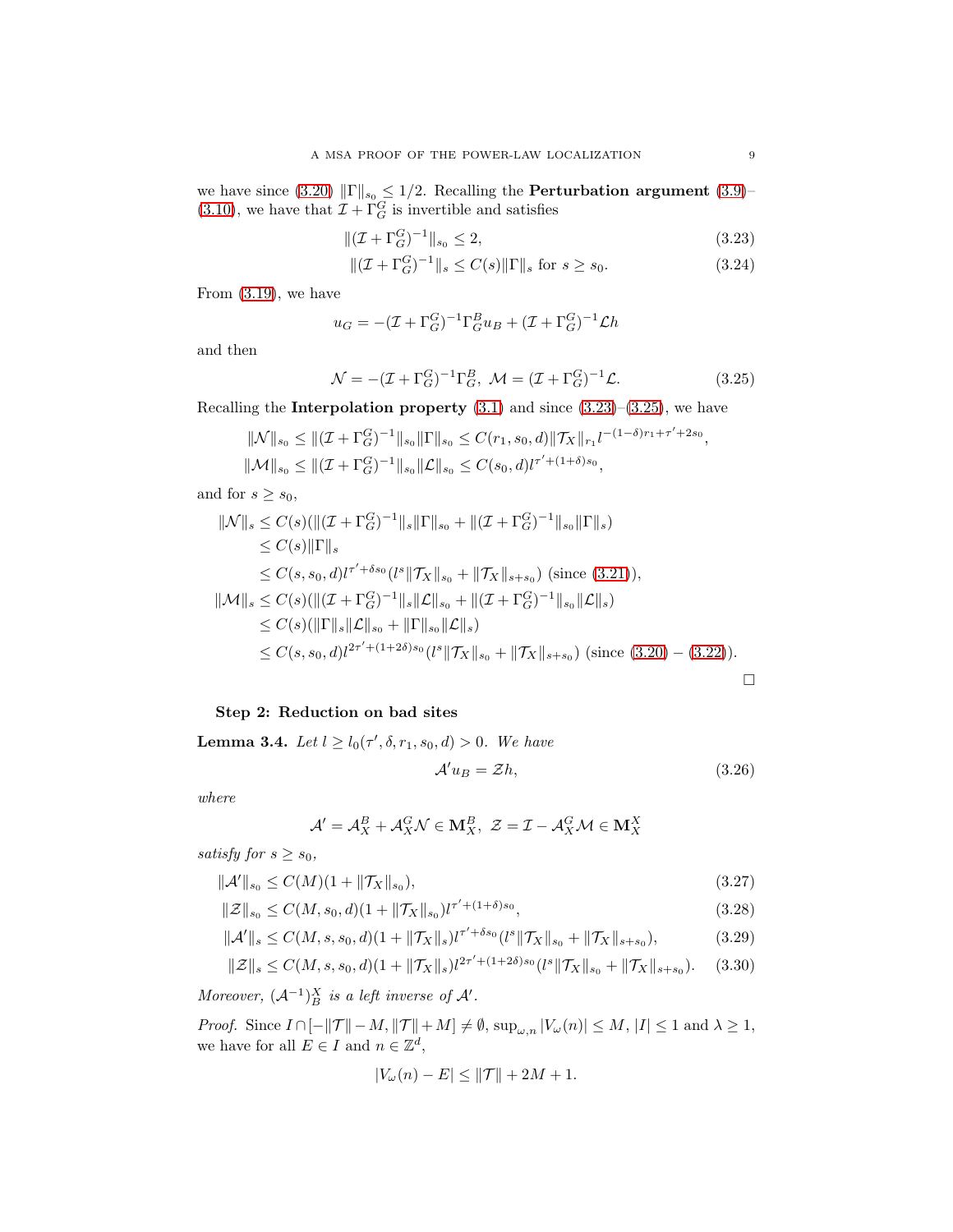we have since (3.20) $\|\Gamma\|_{s_0} \le 1/2$. Recalling the **Perturbation argument** (3.9)–(3.10), we have that $\mathcal{I} + \Gamma_G^G$ is invertible and satisfies

$$\|(\mathcal{I} + \Gamma_G^G)^{-1}\|_{s_0} \le 2, \tag{3.23}$$

$$\|(\mathcal{I} + \Gamma_G^G)^{-1}\|_{s} \le C(s)\|\Gamma\|_s \text{ for } s \ge s_0. \tag{3.24}$$

From (3.19), we have

$$u_G = -(\mathcal{I} + \Gamma_G^G)^{-1}\Gamma_G^B u_B + (\mathcal{I} + \Gamma_G^G)^{-1}\mathcal{L}h$$

and then

$$\mathcal{N} = -(\mathcal{I} + \Gamma_G^G)^{-1}\Gamma_G^B,\ \mathcal{M} = (\mathcal{I} + \Gamma_G^G)^{-1}\mathcal{L}. \tag{3.25}$$

Recalling the **Interpolation property** (3.1) and since (3.23)–(3.25), we have

$$\|\mathcal{N}\|_{s_0} \le \|(\mathcal{I} + \Gamma_G^G)^{-1}\|_{s_0}\|\Gamma\|_{s_0} \le C(r_1, s_0, d)\|\mathcal{T}_X\|_{r_1} l^{-(1-\delta)r_1+\tau'+2s_0},$$

$$\|\mathcal{M}\|_{s_0} \le \|(\mathcal{I} + \Gamma_G^G)^{-1}\|_{s_0}\|\mathcal{L}\|_{s_0} \le C(s_0, d) l^{\tau'+(1+\delta)s_0},$$

and for $s \ge s_0$,

$$\begin{aligned}
\|\mathcal{N}\|_s &\le C(s)(\|(\mathcal{I} + \Gamma_G^G)^{-1}\|_s\|\Gamma\|_{s_0} + \|(\mathcal{I} + \Gamma_G^G)^{-1}\|_{s_0}\|\Gamma\|_s) \\
&\le C(s)\|\Gamma\|_s \\
&\le C(s, s_0, d) l^{\tau'+\delta s_0}(l^s\|\mathcal{T}_X\|_{s_0} + \|\mathcal{T}_X\|_{s+s_0}) \text{ (since (3.21))}, \\
\|\mathcal{M}\|_s &\le C(s)(\|(\mathcal{I} + \Gamma_G^G)^{-1}\|_s\|\mathcal{L}\|_{s_0} + \|(\mathcal{I} + \Gamma_G^G)^{-1}\|_{s_0}\|\mathcal{L}\|_s) \\
&\le C(s)(\|\Gamma\|_s\|\mathcal{L}\|_{s_0} + \|\Gamma\|_{s_0}\|\mathcal{L}\|_s) \\
&\le C(s, s_0, d) l^{2\tau'+(1+2\delta)s_0}(l^s\|\mathcal{T}_X\|_{s_0} + \|\mathcal{T}_X\|_{s+s_0}) \text{ (since (3.20) − (3.22))}.
\end{aligned}$$

□

**Step 2: Reduction on bad sites**

**Lemma 3.4.** *Let $l \ge l_0(\tau', \delta, r_1, s_0, d) > 0$. We have*

$$\mathcal{A}' u_B = \mathcal{Z}h, \tag{3.26}$$

*where*

$$\mathcal{A}' = \mathcal{A}_X^B + \mathcal{A}_X^G\mathcal{N} \in \mathbf{M}_X^B,\ \mathcal{Z} = \mathcal{I} - \mathcal{A}_X^G\mathcal{M} \in \mathbf{M}_X^X$$

*satisfy for $s \ge s_0$,*

$$\|\mathcal{A}'\|_{s_0} \le C(M)(1 + \|\mathcal{T}_X\|_{s_0}), \tag{3.27}$$

$$\|\mathcal{Z}\|_{s_0} \le C(M, s_0, d)(1 + \|\mathcal{T}_X\|_{s_0}) l^{\tau'+(1+\delta)s_0}, \tag{3.28}$$

$$\|\mathcal{A}'\|_{s} \le C(M, s, s_0, d)(1 + \|\mathcal{T}_X\|_{s}) l^{\tau'+\delta s_0}(l^s\|\mathcal{T}_X\|_{s_0} + \|\mathcal{T}_X\|_{s+s_0}), \tag{3.29}$$

$$\|\mathcal{Z}\|_{s} \le C(M, s, s_0, d)(1 + \|\mathcal{T}_X\|_{s}) l^{2\tau'+(1+2\delta)s_0}(l^s\|\mathcal{T}_X\|_{s_0} + \|\mathcal{T}_X\|_{s+s_0}). \tag{3.30}$$

*Moreover, $(\mathcal{A}^{-1})_B^X$ is a left inverse of $\mathcal{A}'$.*

*Proof.* Since $I \cap [-\|\mathcal{T}\| - M, \|\mathcal{T}\| + M] \neq \emptyset$, $\sup_{\omega,n}|V_\omega(n)| \le M$, $|I| \le 1$ and $\lambda \ge 1$, we have for all $E \in I$ and $n \in \mathbb{Z}^d$,

$$|V_\omega(n) - E| \le \|\mathcal{T}\| + 2M + 1.$$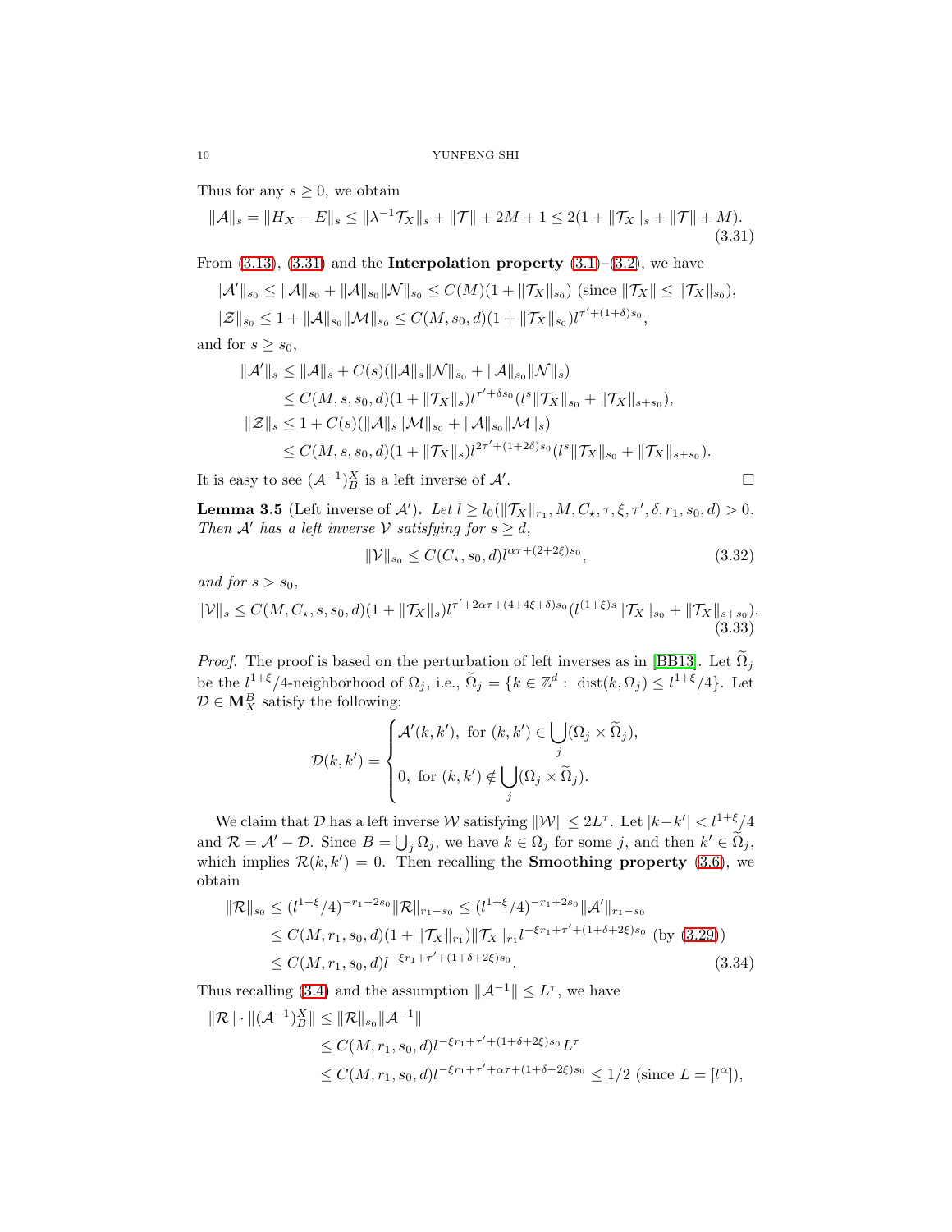Thus for any $s \geq 0$, we obtain

$$\|\mathcal{A}\|_s = \|H_X - E\|_s \leq \|\lambda^{-1}\mathcal{T}_X\|_s + \|\mathcal{T}\| + 2M + 1 \leq 2(1 + \|\mathcal{T}_X\|_s + \|\mathcal{T}\| + M). \tag{3.31}$$

From (3.13), (3.31) and the **Interpolation property** (3.1)–(3.2), we have

$$\|\mathcal{A}'\|_{s_0} \leq \|\mathcal{A}\|_{s_0} + \|\mathcal{A}\|_{s_0}\|\mathcal{N}\|_{s_0} \leq C(M)(1 + \|\mathcal{T}_X\|_{s_0}) \text{ (since } \|\mathcal{T}_X\| \leq \|\mathcal{T}_X\|_{s_0}),$$

$$\|\mathcal{Z}\|_{s_0} \leq 1 + \|\mathcal{A}\|_{s_0}\|\mathcal{M}\|_{s_0} \leq C(M, s_0, d)(1 + \|\mathcal{T}_X\|_{s_0})l^{\tau' + (1+\delta)s_0},$$

and for $s \geq s_0$,

$$\begin{aligned}
\|\mathcal{A}'\|_s &\leq \|\mathcal{A}\|_s + C(s)(\|\mathcal{A}\|_s\|\mathcal{N}\|_{s_0} + \|\mathcal{A}\|_{s_0}\|\mathcal{N}\|_s) \\
&\leq C(M, s, s_0, d)(1 + \|\mathcal{T}_X\|_s)l^{\tau' + \delta s_0}(l^s\|\mathcal{T}_X\|_{s_0} + \|\mathcal{T}_X\|_{s+s_0}), \\
\|\mathcal{Z}\|_s &\leq 1 + C(s)(\|\mathcal{A}\|_s\|\mathcal{M}\|_{s_0} + \|\mathcal{A}\|_{s_0}\|\mathcal{M}\|_s) \\
&\leq C(M, s, s_0, d)(1 + \|\mathcal{T}_X\|_s)l^{2\tau' + (1+2\delta)s_0}(l^s\|\mathcal{T}_X\|_{s_0} + \|\mathcal{T}_X\|_{s+s_0}).
\end{aligned}$$

It is easy to see $(\mathcal{A}^{-1})_B^X$ is a left inverse of $\mathcal{A}'$. $\square$

**Lemma 3.5** (Left inverse of $\mathcal{A}'$). *Let $l \geq l_0(\|\mathcal{T}_X\|_{r_1}, M, C_\star, \tau, \xi, \tau', \delta, r_1, s_0, d) > 0$. Then $\mathcal{A}'$ has a left inverse $\mathcal{V}$ satisfying for $s \geq d$,*

$$\|\mathcal{V}\|_{s_0} \leq C(C_\star, s_0, d)l^{\alpha\tau + (2+2\xi)s_0}, \tag{3.32}$$

*and for $s > s_0$,*

$$\|\mathcal{V}\|_s \leq C(M, C_\star, s, s_0, d)(1 + \|\mathcal{T}_X\|_s)l^{\tau' + 2\alpha\tau + (4+4\xi+\delta)s_0}(l^{(1+\xi)s}\|\mathcal{T}_X\|_{s_0} + \|\mathcal{T}_X\|_{s+s_0}). \tag{3.33}$$

*Proof.* The proof is based on the perturbation of left inverses as in [BB13]. Let $\widetilde{\Omega}_j$ be the $l^{1+\xi}/4$-neighborhood of $\Omega_j$, i.e., $\widetilde{\Omega}_j = \{k \in \mathbb{Z}^d : \operatorname{dist}(k, \Omega_j) \leq l^{1+\xi}/4\}$. Let $\mathcal{D} \in \mathbf{M}_X^B$ satisfy the following:

$$\mathcal{D}(k, k') = \begin{cases} \mathcal{A}'(k, k'), \text{ for } (k, k') \in \bigcup_j (\Omega_j \times \widetilde{\Omega}_j), \\ 0, \text{ for } (k, k') \notin \bigcup_j (\Omega_j \times \widetilde{\Omega}_j). \end{cases}$$

We claim that $\mathcal{D}$ has a left inverse $\mathcal{W}$ satisfying $\|\mathcal{W}\| \leq 2L^\tau$. Let $|k - k'| < l^{1+\xi}/4$ and $\mathcal{R} = \mathcal{A}' - \mathcal{D}$. Since $B = \bigcup_j \Omega_j$, we have $k \in \Omega_j$ for some $j$, and then $k' \in \widetilde{\Omega}_j$, which implies $\mathcal{R}(k, k') = 0$. Then recalling the **Smoothing property** (3.6), we obtain

$$\begin{aligned}
\|\mathcal{R}\|_{s_0} &\leq (l^{1+\xi}/4)^{-r_1 + 2s_0}\|\mathcal{R}\|_{r_1 - s_0} \leq (l^{1+\xi}/4)^{-r_1 + 2s_0}\|\mathcal{A}'\|_{r_1 - s_0} \\
&\leq C(M, r_1, s_0, d)(1 + \|\mathcal{T}_X\|_{r_1})\|\mathcal{T}_X\|_{r_1}l^{-\xi r_1 + \tau' + (1+\delta+2\xi)s_0} \text{ (by (3.29))} \\
&\leq C(M, r_1, s_0, d)l^{-\xi r_1 + \tau' + (1+\delta+2\xi)s_0}.
\end{aligned} \tag{3.34}$$

Thus recalling (3.4) and the assumption $\|\mathcal{A}^{-1}\| \leq L^\tau$, we have

$$\begin{aligned}
\|\mathcal{R}\| \cdot \|(\mathcal{A}^{-1})_B^X\| &\leq \|\mathcal{R}\|_{s_0}\|\mathcal{A}^{-1}\| \\
&\leq C(M, r_1, s_0, d)l^{-\xi r_1 + \tau' + (1+\delta+2\xi)s_0}L^\tau \\
&\leq C(M, r_1, s_0, d)l^{-\xi r_1 + \tau' + \alpha\tau + (1+\delta+2\xi)s_0} \leq 1/2 \text{ (since } L = [l^\alpha]),
\end{aligned}$$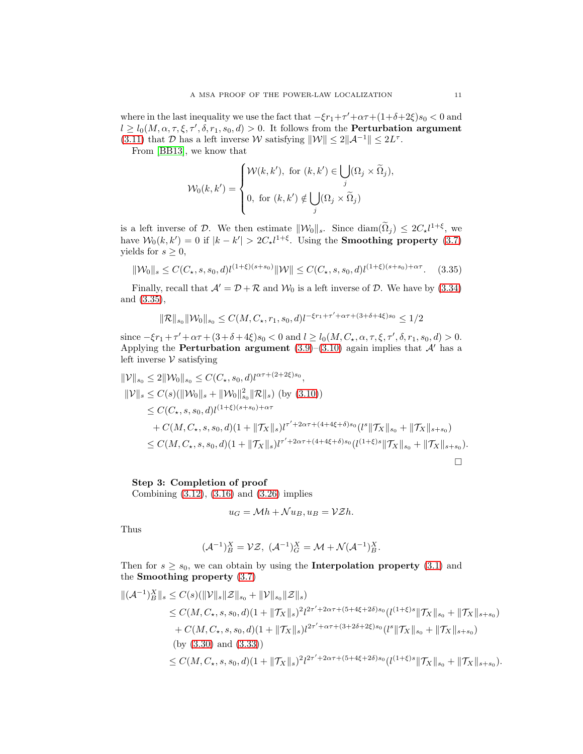where in the last inequality we use the fact that $-\xi r_1+\tau'+\alpha\tau+(1+\delta+2\xi)s_0<0$ and $l\geq l_0(M,\alpha,\tau,\xi,\tau',\delta,r_1,s_0,d)>0$. It follows from the **Perturbation argument** (3.11) that $\mathcal{D}$ has a left inverse $\mathcal{W}$ satisfying $\|\mathcal{W}\|\leq 2\|\mathcal{A}^{-1}\|\leq 2L^{\tau}$.

From [BB13], we know that

$$\mathcal{W}_0(k,k')=\begin{cases}\mathcal{W}(k,k'),\ \text{for } (k,k')\in\bigcup_j(\Omega_j\times\widetilde{\Omega}_j),\\ 0,\ \text{for } (k,k')\notin\bigcup_j(\Omega_j\times\widetilde{\Omega}_j)\end{cases}$$

is a left inverse of $\mathcal{D}$. We then estimate $\|\mathcal{W}_0\|_s$. Since $\operatorname{diam}(\widetilde{\Omega}_j)\leq 2C_\star l^{1+\xi}$, we have $\mathcal{W}_0(k,k')=0$ if $|k-k'|>2C_\star l^{1+\xi}$. Using the **Smoothing property** (3.7) yields for $s\geq 0$,

$$\|\mathcal{W}_0\|_s\leq C(C_\star,s,s_0,d)l^{(1+\xi)(s+s_0)}\|\mathcal{W}\|\leq C(C_\star,s,s_0,d)l^{(1+\xi)(s+s_0)+\alpha\tau}. \tag{3.35}$$

Finally, recall that $\mathcal{A}'=\mathcal{D}+\mathcal{R}$ and $\mathcal{W}_0$ is a left inverse of $\mathcal{D}$. We have by (3.34) and (3.35),

$$\|\mathcal{R}\|_{s_0}\|\mathcal{W}_0\|_{s_0}\leq C(M,C_\star,r_1,s_0,d)l^{-\xi r_1+\tau'+\alpha\tau+(3+\delta+4\xi)s_0}\leq 1/2$$

since $-\xi r_1+\tau'+\alpha\tau+(3+\delta+4\xi)s_0<0$ and $l\geq l_0(M,C_\star,\alpha,\tau,\xi,\tau',\delta,r_1,s_0,d)>0$. Applying the **Perturbation argument** (3.9)–(3.10) again implies that $\mathcal{A}'$ has a left inverse $\mathcal{V}$ satisfying

$$\begin{aligned}
\|\mathcal{V}\|_{s_0}&\leq 2\|\mathcal{W}_0\|_{s_0}\leq C(C_\star,s_0,d)l^{\alpha\tau+(2+2\xi)s_0},\\
\|\mathcal{V}\|_s&\leq C(s)(\|\mathcal{W}_0\|_s+\|\mathcal{W}_0\|_{s_0}^2\|\mathcal{R}\|_s)\ \text{(by (3.10))}\\
&\leq C(C_\star,s,s_0,d)l^{(1+\xi)(s+s_0)+\alpha\tau}\\
&\quad+C(M,C_\star,s,s_0,d)(1+\|\mathcal{T}_X\|_s)l^{\tau'+2\alpha\tau+(4+4\xi+\delta)s_0}(l^s\|\mathcal{T}_X\|_{s_0}+\|\mathcal{T}_X\|_{s+s_0})\\
&\leq C(M,C_\star,s,s_0,d)(1+\|\mathcal{T}_X\|_s)l^{\tau'+2\alpha\tau+(4+4\xi+\delta)s_0}(l^{(1+\xi)s}\|\mathcal{T}_X\|_{s_0}+\|\mathcal{T}_X\|_{s+s_0}).
\end{aligned}$$

□

**Step 3: Completion of proof**
Combining (3.12), (3.16) and (3.26) implies

$$u_G=\mathcal{M}h+\mathcal{N}u_B,\ u_B=\mathcal{V}\mathcal{Z}h.$$

Thus

$$(\mathcal{A}^{-1})_B^X=\mathcal{V}\mathcal{Z},\ (\mathcal{A}^{-1})_G^X=\mathcal{M}+\mathcal{N}(\mathcal{A}^{-1})_B^X.$$

Then for $s\geq s_0$, we can obtain by using the **Interpolation property** (3.1) and the **Smoothing property** (3.7)

$$\begin{aligned}
\|(\mathcal{A}^{-1})_B^X\|_s&\leq C(s)(\|\mathcal{V}\|_s\|\mathcal{Z}\|_{s_0}+\|\mathcal{V}\|_{s_0}\|\mathcal{Z}\|_s)\\
&\leq C(M,C_\star,s,s_0,d)(1+\|\mathcal{T}_X\|_s)^2l^{2\tau'+2\alpha\tau+(5+4\xi+2\delta)s_0}(l^{(1+\xi)s}\|\mathcal{T}_X\|_{s_0}+\|\mathcal{T}_X\|_{s+s_0})\\
&\quad+C(M,C_\star,s,s_0,d)(1+\|\mathcal{T}_X\|_s)l^{2\tau'+\alpha\tau+(3+2\delta+2\xi)s_0}(l^s\|\mathcal{T}_X\|_{s_0}+\|\mathcal{T}_X\|_{s+s_0})\\
&\quad\text{(by (3.30) and (3.33))}\\
&\leq C(M,C_\star,s,s_0,d)(1+\|\mathcal{T}_X\|_s)^2l^{2\tau'+2\alpha\tau+(5+4\xi+2\delta)s_0}(l^{(1+\xi)s}\|\mathcal{T}_X\|_{s_0}+\|\mathcal{T}_X\|_{s+s_0}).
\end{aligned}$$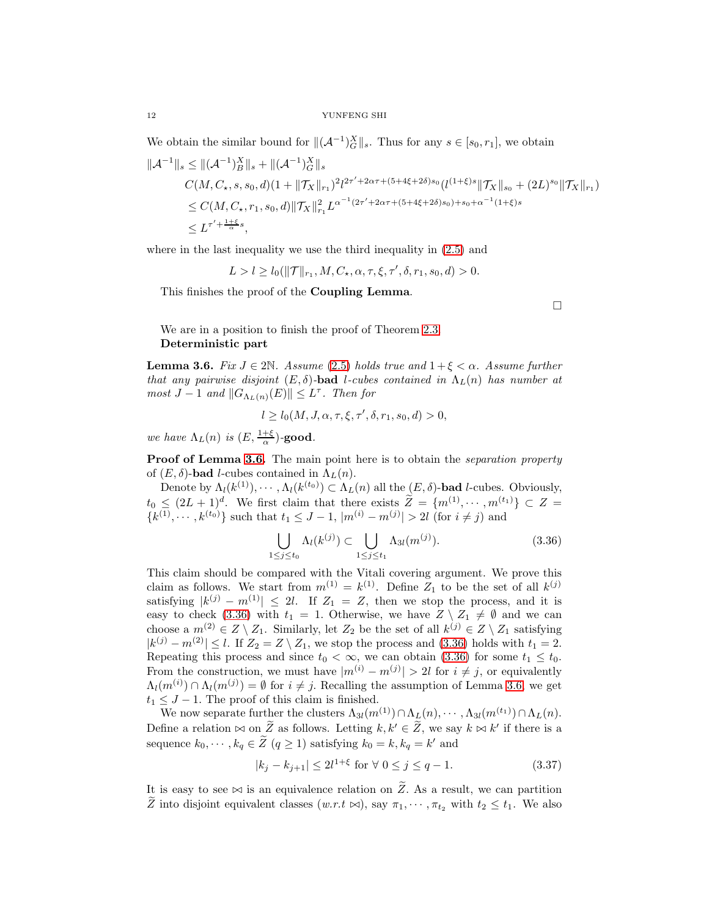We obtain the similar bound for $\|(\mathcal{A}^{-1})_G^X\|_s$. Thus for any $s\in[s_0,r_1]$, we obtain

$$
\begin{aligned}
\|\mathcal{A}^{-1}\|_s &\leq \|(\mathcal{A}^{-1})_B^X\|_s+\|(\mathcal{A}^{-1})_G^X\|_s\\
&\quad C(M,C_\star,s,s_0,d)(1+\|\mathcal{T}_X\|_{r_1})^2 l^{2\tau'+2\alpha\tau+(5+4\xi+2\delta)s_0}(l^{(1+\xi)s}\|\mathcal{T}_X\|_{s_0}+(2L)^{s_0}\|\mathcal{T}_X\|_{r_1})\\
&\leq C(M,C_\star,r_1,s_0,d)\|\mathcal{T}_X\|_{r_1}^2 L^{\alpha^{-1}(2\tau'+2\alpha\tau+(5+4\xi+2\delta)s_0)+s_0+\alpha^{-1}(1+\xi)s}\\
&\leq L^{\tau'+\frac{1+\xi}{\alpha}s},
\end{aligned}
$$

where in the last inequality we use the third inequality in (2.5) and

$$L>l\geq l_0(\|\mathcal{T}\|_{r_1},M,C_\star,\alpha,\tau,\xi,\tau',\delta,r_1,s_0,d)>0.$$

This finishes the proof of the **Coupling Lemma**.

□

We are in a position to finish the proof of Theorem 2.3.
**Deterministic part**

**Lemma 3.6.** *Fix $J\in 2\mathbb{N}$. Assume (2.5) holds true and $1+\xi<\alpha$. Assume further that any pairwise disjoint $(E,\delta)$-**bad** $l$-cubes contained in $\Lambda_L(n)$ has number at most $J-1$ and $\|G_{\Lambda_L(n)}(E)\|\leq L^\tau$. Then for*

$$l\geq l_0(M,J,\alpha,\tau,\xi,\tau',\delta,r_1,s_0,d)>0,$$

*we have $\Lambda_L(n)$ is $(E,\frac{1+\xi}{\alpha})$-**good**.*

**Proof of Lemma 3.6.** The main point here is to obtain the *separation property* of $(E,\delta)$-**bad** $l$-cubes contained in $\Lambda_L(n)$.

Denote by $\Lambda_l(k^{(1)}),\cdots,\Lambda_l(k^{(t_0)})\subset\Lambda_L(n)$ all the $(E,\delta)$-**bad** $l$-cubes. Obviously, $t_0\leq(2L+1)^d$. We first claim that there exists $\widetilde{Z}=\{m^{(1)},\cdots,m^{(t_1)}\}\subset Z=\{k^{(1)},\cdots,k^{(t_0)}\}$ such that $t_1\leq J-1$, $|m^{(i)}-m^{(j)}|>2l$ (for $i\neq j$) and

$$\bigcup_{1\leq j\leq t_0}\Lambda_l(k^{(j)})\subset\bigcup_{1\leq j\leq t_1}\Lambda_{3l}(m^{(j)}). \tag{3.36}$$

This claim should be compared with the Vitali covering argument. We prove this claim as follows. We start from $m^{(1)}=k^{(1)}$. Define $Z_1$ to be the set of all $k^{(j)}$ satisfying $|k^{(j)}-m^{(1)}|\leq 2l$. If $Z_1=Z$, then we stop the process, and it is easy to check (3.36) with $t_1=1$. Otherwise, we have $Z\setminus Z_1\neq\emptyset$ and we can choose a $m^{(2)}\in Z\setminus Z_1$. Similarly, let $Z_2$ be the set of all $k^{(j)}\in Z\setminus Z_1$ satisfying $|k^{(j)}-m^{(2)}|\leq l$. If $Z_2=Z\setminus Z_1$, we stop the process and (3.36) holds with $t_1=2$. Repeating this process and since $t_0<\infty$, we can obtain (3.36) for some $t_1\leq t_0$. From the construction, we must have $|m^{(i)}-m^{(j)}|>2l$ for $i\neq j$, or equivalently $\Lambda_l(m^{(i)})\cap\Lambda_l(m^{(j)})=\emptyset$ for $i\neq j$. Recalling the assumption of Lemma 3.6, we get $t_1\leq J-1$. The proof of this claim is finished.

We now separate further the clusters $\Lambda_{3l}(m^{(1)})\cap\Lambda_L(n),\cdots,\Lambda_{3l}(m^{(t_1)})\cap\Lambda_L(n)$. Define a relation $\bowtie$ on $\widetilde{Z}$ as follows. Letting $k,k'\in\widetilde{Z}$, we say $k\bowtie k'$ if there is a sequence $k_0,\cdots,k_q\in\widetilde{Z}$ $(q\geq1)$ satisfying $k_0=k,k_q=k'$ and

$$|k_j-k_{j+1}|\leq 2l^{1+\xi}\text{ for }\forall\ 0\leq j\leq q-1. \tag{3.37}$$

It is easy to see $\bowtie$ is an equivalence relation on $\widetilde{Z}$. As a result, we can partition $\widetilde{Z}$ into disjoint equivalent classes (*w.r.t* $\bowtie$), say $\pi_1,\cdots,\pi_{t_2}$ with $t_2\leq t_1$. We also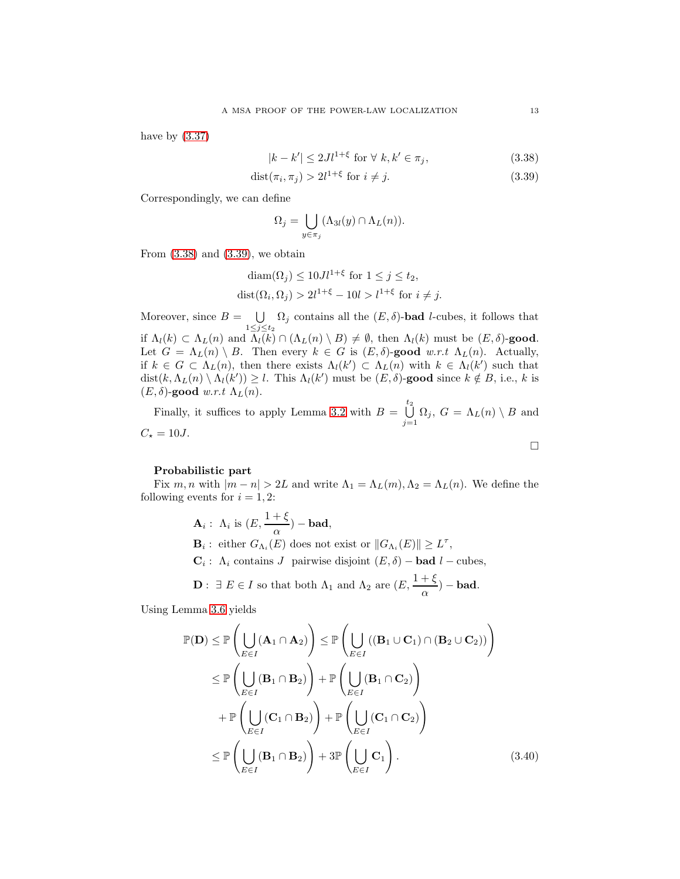have by (3.37)

$$|k - k'| \le 2Jl^{1+\xi} \text{ for } \forall\ k, k' \in \pi_j, \tag{3.38}$$

$$\text{dist}(\pi_i, \pi_j) > 2l^{1+\xi} \text{ for } i \neq j. \tag{3.39}$$

Correspondingly, we can define

$$\Omega_j = \bigcup_{y \in \pi_j} (\Lambda_{3l}(y) \cap \Lambda_L(n)).$$

From (3.38) and (3.39), we obtain

$$\text{diam}(\Omega_j) \le 10Jl^{1+\xi} \text{ for } 1 \le j \le t_2,$$
$$\text{dist}(\Omega_i, \Omega_j) > 2l^{1+\xi} - 10l > l^{1+\xi} \text{ for } i \neq j.$$

Moreover, since $B = \bigcup_{1 \le j \le t_2} \Omega_j$ contains all the $(E, \delta)$-**bad** $l$-cubes, it follows that if $\Lambda_l(k) \subset \Lambda_L(n)$ and $\Lambda_l(k) \cap (\Lambda_L(n) \setminus B) \neq \emptyset$, then $\Lambda_l(k)$ must be $(E, \delta)$-**good**. Let $G = \Lambda_L(n) \setminus B$. Then every $k \in G$ is $(E, \delta)$-**good** *w.r.t* $\Lambda_L(n)$. Actually, if $k \in G \subset \Lambda_L(n)$, then there exists $\Lambda_l(k') \subset \Lambda_L(n)$ with $k \in \Lambda_l(k')$ such that $\text{dist}(k, \Lambda_L(n) \setminus \Lambda_l(k')) \ge l$. This $\Lambda_l(k')$ must be $(E, \delta)$-**good** since $k \notin B$, i.e., $k$ is $(E, \delta)$-**good** *w.r.t* $\Lambda_L(n)$.

Finally, it suffices to apply Lemma 3.2 with $B = \bigcup_{j=1}^{t_2} \Omega_j$, $G = \Lambda_L(n) \setminus B$ and $C_\star = 10J$.

□

**Probabilistic part**

Fix $m, n$ with $|m - n| > 2L$ and write $\Lambda_1 = \Lambda_L(m), \Lambda_2 = \Lambda_L(n)$. We define the following events for $i = 1, 2$:

$$\mathbf{A}_i: \ \Lambda_i \text{ is } (E, \frac{1+\xi}{\alpha}) - \textbf{bad},$$

$$\mathbf{B}_i: \ \text{either } G_{\Lambda_i}(E) \text{ does not exist or } \|G_{\Lambda_i}(E)\| \ge L^{\tau},$$

$$\mathbf{C}_i: \ \Lambda_i \text{ contains } J \ \text{ pairwise disjoint } (E, \delta) - \textbf{bad } l - \text{cubes},$$

$$\mathbf{D}: \ \exists\ E \in I \text{ so that both } \Lambda_1 \text{ and } \Lambda_2 \text{ are } (E, \frac{1+\xi}{\alpha}) - \textbf{bad}.$$

Using Lemma 3.6 yields

$$\begin{aligned}
\mathbb{P}(\mathbf{D}) &\le \mathbb{P}\left(\bigcup_{E \in I} (\mathbf{A}_1 \cap \mathbf{A}_2)\right) \le \mathbb{P}\left(\bigcup_{E \in I} ((\mathbf{B}_1 \cup \mathbf{C}_1) \cap (\mathbf{B}_2 \cup \mathbf{C}_2))\right) \\
&\le \mathbb{P}\left(\bigcup_{E \in I} (\mathbf{B}_1 \cap \mathbf{B}_2)\right) + \mathbb{P}\left(\bigcup_{E \in I} (\mathbf{B}_1 \cap \mathbf{C}_2)\right) \\
&\quad + \mathbb{P}\left(\bigcup_{E \in I} (\mathbf{C}_1 \cap \mathbf{B}_2)\right) + \mathbb{P}\left(\bigcup_{E \in I} (\mathbf{C}_1 \cap \mathbf{C}_2)\right) \\
&\le \mathbb{P}\left(\bigcup_{E \in I} (\mathbf{B}_1 \cap \mathbf{B}_2)\right) + 3\mathbb{P}\left(\bigcup_{E \in I} \mathbf{C}_1\right).
\end{aligned} \tag{3.40}$$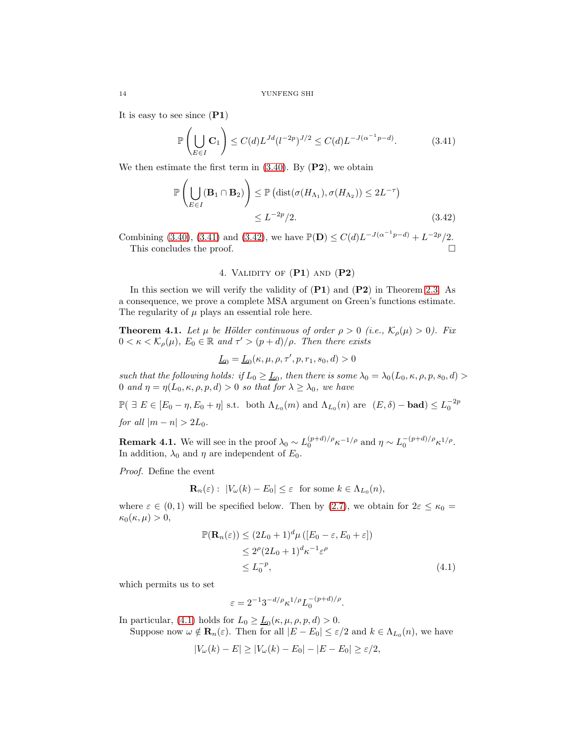It is easy to see since (**P1**)

$$\mathbb{P}\left(\bigcup_{E\in I}\mathbf{C}_1\right) \le C(d)L^{Jd}(l^{-2p})^{J/2} \le C(d)L^{-J(\alpha^{-1}p-d)}. \tag{3.41}$$

We then estimate the first term in (3.40). By (**P2**), we obtain

$$\begin{aligned}\mathbb{P}\left(\bigcup_{E\in I}(\mathbf{B}_1\cap\mathbf{B}_2)\right) &\le \mathbb{P}\left(\operatorname{dist}(\sigma(H_{\Lambda_1}),\sigma(H_{\Lambda_2}))\le 2L^{-\tau}\right)\\ &\le L^{-2p}/2. \end{aligned}\tag{3.42}$$

Combining (3.40), (3.41) and (3.42), we have $\mathbb{P}(\mathbf{D}) \le C(d)L^{-J(\alpha^{-1}p-d)} + L^{-2p}/2$.

This concludes the proof. $\square$

## 4. Validity of (P1) and (P2)

In this section we will verify the validity of (**P1**) and (**P2**) in Theorem 2.3. As a consequence, we prove a complete MSA argument on Green's functions estimate. The regularity of $\mu$ plays an essential role here.

**Theorem 4.1.** *Let $\mu$ be Hölder continuous of order $\rho>0$ (i.e., $\mathcal{K}_\rho(\mu)>0$). Fix $0<\kappa<\mathcal{K}_\rho(\mu)$, $E_0\in\mathbb{R}$ and $\tau'>(p+d)/\rho$. Then there exists*

$$\underline{L}_0 = \underline{L}_0(\kappa,\mu,\rho,\tau',p,r_1,s_0,d)>0$$

*such that the following holds: if $L_0\ge\underline{L}_0$, then there is some $\lambda_0=\lambda_0(L_0,\kappa,\rho,p,s_0,d)>0$ and $\eta=\eta(L_0,\kappa,\rho,p,d)>0$ so that for $\lambda\ge\lambda_0$, we have*

$$\mathbb{P}(\ \exists\ E\in[E_0-\eta,E_0+\eta]\ \text{s.t. both}\ \Lambda_{L_0}(m)\ \text{and}\ \Lambda_{L_0}(n)\ \text{are}\ (E,\delta)-\mathbf{bad}) \le L_0^{-2p}$$

*for all $|m-n|>2L_0$.*

**Remark 4.1.** We will see in the proof $\lambda_0\sim L_0^{(p+d)/\rho}\kappa^{-1/\rho}$ and $\eta\sim L_0^{-(p+d)/\rho}\kappa^{1/\rho}$. In addition, $\lambda_0$ and $\eta$ are independent of $E_0$.

*Proof.* Define the event

$$\mathbf{R}_n(\varepsilon):\ |V_\omega(k)-E_0|\le\varepsilon\ \text{ for some } k\in\Lambda_{L_0}(n),$$

where $\varepsilon\in(0,1)$ will be specified below. Then by (2.7), we obtain for $2\varepsilon\le\kappa_0=\kappa_0(\kappa,\mu)>0$,

$$\begin{aligned}\mathbb{P}(\mathbf{R}_n(\varepsilon)) &\le (2L_0+1)^d\mu([E_0-\varepsilon,E_0+\varepsilon])\\ &\le 2^\rho(2L_0+1)^d\kappa^{-1}\varepsilon^\rho\\ &\le L_0^{-p},\end{aligned}\tag{4.1}$$

which permits us to set

$$\varepsilon = 2^{-1}3^{-d/\rho}\kappa^{1/\rho}L_0^{-(p+d)/\rho}.$$

In particular, (4.1) holds for $L_0\ge\underline{L}_0(\kappa,\mu,\rho,p,d)>0$.

Suppose now $\omega\notin\mathbf{R}_n(\varepsilon)$. Then for all $|E-E_0|\le\varepsilon/2$ and $k\in\Lambda_{L_0}(n)$, we have

$$|V_\omega(k)-E|\ge|V_\omega(k)-E_0|-|E-E_0|\ge\varepsilon/2,$$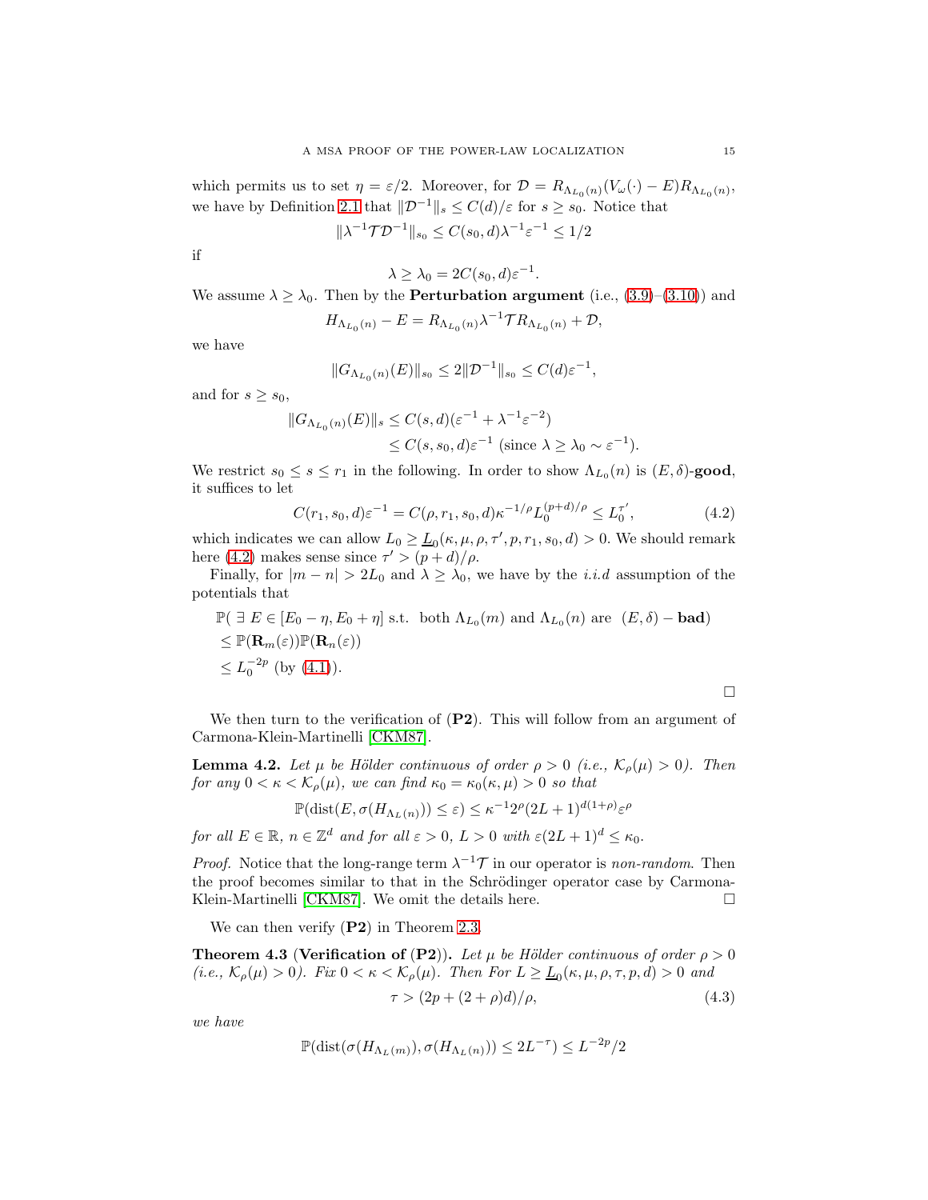which permits us to set $\eta = \varepsilon/2$. Moreover, for $\mathcal{D} = R_{\Lambda_{L_0}(n)}(V_\omega(\cdot) - E)R_{\Lambda_{L_0}(n)}$, we have by Definition 2.1 that $\|\mathcal{D}^{-1}\|_s \le C(d)/\varepsilon$ for $s \ge s_0$. Notice that

$$\|\lambda^{-1}\mathcal{T}\mathcal{D}^{-1}\|_{s_0} \le C(s_0, d)\lambda^{-1}\varepsilon^{-1} \le 1/2$$

if

$$\lambda \ge \lambda_0 = 2C(s_0, d)\varepsilon^{-1}.$$

We assume $\lambda \ge \lambda_0$. Then by the **Perturbation argument** (i.e., (3.9)–(3.10)) and

$$H_{\Lambda_{L_0}(n)} - E = R_{\Lambda_{L_0}(n)}\lambda^{-1}\mathcal{T}R_{\Lambda_{L_0}(n)} + \mathcal{D},$$

we have

$$\|G_{\Lambda_{L_0}(n)}(E)\|_{s_0} \le 2\|\mathcal{D}^{-1}\|_{s_0} \le C(d)\varepsilon^{-1},$$

and for $s \ge s_0$,

$$\begin{aligned}\|G_{\Lambda_{L_0}(n)}(E)\|_s &\le C(s, d)(\varepsilon^{-1} + \lambda^{-1}\varepsilon^{-2})\\ &\le C(s, s_0, d)\varepsilon^{-1} \text{ (since } \lambda \ge \lambda_0 \sim \varepsilon^{-1}).\end{aligned}$$

We restrict $s_0 \le s \le r_1$ in the following. In order to show $\Lambda_{L_0}(n)$ is $(E, \delta)$-**good**, it suffices to let

$$C(r_1, s_0, d)\varepsilon^{-1} = C(\rho, r_1, s_0, d)\kappa^{-1/\rho}L_0^{(p+d)/\rho} \le L_0^{\tau'}, \tag{4.2}$$

which indicates we can allow $L_0 \ge \underline{L}_0(\kappa, \mu, \rho, \tau', p, r_1, s_0, d) > 0$. We should remark here (4.2) makes sense since $\tau' > (p + d)/\rho$.

Finally, for $|m - n| > 2L_0$ and $\lambda \ge \lambda_0$, we have by the *i.i.d* assumption of the potentials that

$$\begin{aligned}&\mathbb{P}(\ \exists\ E \in [E_0 - \eta, E_0 + \eta] \text{ s.t. both } \Lambda_{L_0}(m) \text{ and } \Lambda_{L_0}(n) \text{ are } (E, \delta) - \textbf{bad})\\ &\le \mathbb{P}(\mathbf{R}_m(\varepsilon))\mathbb{P}(\mathbf{R}_n(\varepsilon))\\ &\le L_0^{-2p} \text{ (by (4.1))}.\end{aligned}$$

□

We then turn to the verification of (**P2**). This will follow from an argument of Carmona-Klein-Martinelli [CKM87].

**Lemma 4.2.** *Let $\mu$ be Hölder continuous of order $\rho > 0$ (i.e., $\mathcal{K}_\rho(\mu) > 0$). Then for any $0 < \kappa < \mathcal{K}_\rho(\mu)$, we can find $\kappa_0 = \kappa_0(\kappa, \mu) > 0$ so that*

$$\mathbb{P}(\mathrm{dist}(E, \sigma(H_{\Lambda_L(n)})) \le \varepsilon) \le \kappa^{-1}2^\rho(2L + 1)^{d(1+\rho)}\varepsilon^\rho$$

*for all $E \in \mathbb{R}$, $n \in \mathbb{Z}^d$ and for all $\varepsilon > 0$, $L > 0$ with $\varepsilon(2L + 1)^d \le \kappa_0$.*

*Proof.* Notice that the long-range term $\lambda^{-1}\mathcal{T}$ in our operator is *non-random*. Then the proof becomes similar to that in the Schrödinger operator case by Carmona-Klein-Martinelli [CKM87]. We omit the details here. □

We can then verify (**P2**) in Theorem 2.3.

**Theorem 4.3** (**Verification of** (**P2**))**.** *Let $\mu$ be Hölder continuous of order $\rho > 0$ (i.e., $\mathcal{K}_\rho(\mu) > 0$). Fix $0 < \kappa < \mathcal{K}_\rho(\mu)$. Then For $L \ge \underline{L}_0(\kappa, \mu, \rho, \tau, p, d) > 0$ and*

$$\tau > (2p + (2 + \rho)d)/\rho, \tag{4.3}$$

*we have*

$$\mathbb{P}(\mathrm{dist}(\sigma(H_{\Lambda_L(m)}), \sigma(H_{\Lambda_L(n)})) \le 2L^{-\tau}) \le L^{-2p}/2$$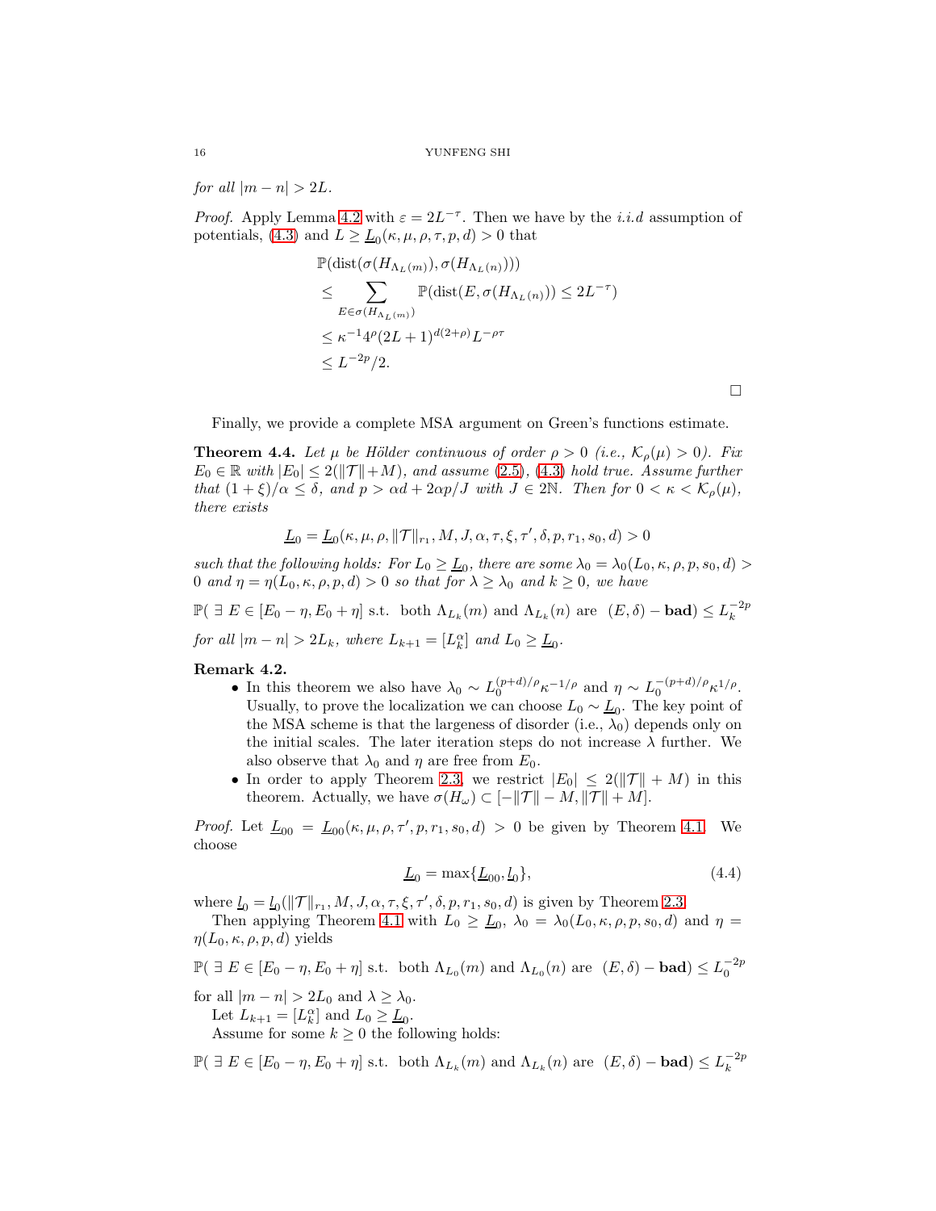*for all* $|m-n| > 2L$.

*Proof.* Apply Lemma 4.2 with $\varepsilon = 2L^{-\tau}$. Then we have by the *i.i.d* assumption of potentials, (4.3) and $L \geq \underline{L}_0(\kappa,\mu,\rho,\tau,p,d) > 0$ that

$$
\begin{aligned}
&\mathbb{P}(\operatorname{dist}(\sigma(H_{\Lambda_L(m)}),\sigma(H_{\Lambda_L(n)})))\\
&\leq \sum_{E\in\sigma(H_{\Lambda_L(m)})} \mathbb{P}(\operatorname{dist}(E,\sigma(H_{\Lambda_L(n)})) \leq 2L^{-\tau})\\
&\leq \kappa^{-1}4^{\rho}(2L+1)^{d(2+\rho)}L^{-\rho\tau}\\
&\leq L^{-2p}/2.
\end{aligned}
$$

□

Finally, we provide a complete MSA argument on Green's functions estimate.

**Theorem 4.4.** *Let $\mu$ be Hölder continuous of order $\rho > 0$ (i.e., $\mathcal{K}_\rho(\mu) > 0$). Fix $E_0 \in \mathbb{R}$ with $|E_0| \leq 2(\|\mathcal{T}\|+M)$, and assume (2.5), (4.3) hold true. Assume further that $(1+\xi)/\alpha \leq \delta$, and $p > \alpha d + 2\alpha p/J$ with $J \in 2\mathbb{N}$. Then for $0 < \kappa < \mathcal{K}_\rho(\mu)$, there exists*

$$
\underline{L}_0 = \underline{L}_0(\kappa,\mu,\rho,\|\mathcal{T}\|_{r_1},M,J,\alpha,\tau,\xi,\tau',\delta,p,r_1,s_0,d) > 0
$$

*such that the following holds: For $L_0 \geq \underline{L}_0$, there are some $\lambda_0 = \lambda_0(L_0,\kappa,\rho,p,s_0,d) > 0$ and $\eta = \eta(L_0,\kappa,\rho,p,d) > 0$ so that for $\lambda \geq \lambda_0$ and $k \geq 0$, we have*

$$
\mathbb{P}(\ \exists\ E \in [E_0-\eta,E_0+\eta] \text{ s.t. both } \Lambda_{L_k}(m) \text{ and } \Lambda_{L_k}(n) \text{ are } (E,\delta)-\textbf{bad}) \leq L_k^{-2p}
$$

*for all $|m-n| > 2L_k$, where $L_{k+1} = [L_k^\alpha]$ and $L_0 \geq \underline{L}_0$.*

**Remark 4.2.**

- In this theorem we also have $\lambda_0 \sim L_0^{(p+d)/\rho}\kappa^{-1/\rho}$ and $\eta \sim L_0^{-(p+d)/\rho}\kappa^{1/\rho}$. Usually, to prove the localization we can choose $L_0 \sim \underline{L}_0$. The key point of the MSA scheme is that the largeness of disorder (i.e., $\lambda_0$) depends only on the initial scales. The later iteration steps do not increase $\lambda$ further. We also observe that $\lambda_0$ and $\eta$ are free from $E_0$.
- In order to apply Theorem 2.3, we restrict $|E_0| \leq 2(\|\mathcal{T}\|+M)$ in this theorem. Actually, we have $\sigma(H_\omega) \subset [-\|\mathcal{T}\|-M, \|\mathcal{T}\|+M]$.

*Proof.* Let $\underline{L}_{00} = \underline{L}_{00}(\kappa,\mu,\rho,\tau',p,r_1,s_0,d) > 0$ be given by Theorem 4.1. We choose

$$
\underline{L}_0 = \max\{\underline{L}_{00}, \underline{l}_0\}, \tag{4.4}
$$

where $\underline{l}_0 = \underline{l}_0(\|\mathcal{T}\|_{r_1},M,J,\alpha,\tau,\xi,\tau',\delta,p,r_1,s_0,d)$ is given by Theorem 2.3.

Then applying Theorem 4.1 with $L_0 \geq \underline{L}_0$, $\lambda_0 = \lambda_0(L_0,\kappa,\rho,p,s_0,d)$ and $\eta = \eta(L_0,\kappa,\rho,p,d)$ yields

$$
\mathbb{P}(\ \exists\ E \in [E_0-\eta,E_0+\eta] \text{ s.t. both } \Lambda_{L_0}(m) \text{ and } \Lambda_{L_0}(n) \text{ are } (E,\delta)-\textbf{bad}) \leq L_0^{-2p}
$$

for all $|m-n| > 2L_0$ and $\lambda \geq \lambda_0$.

Let $L_{k+1} = [L_k^\alpha]$ and $L_0 \geq \underline{L}_0$.

Assume for some $k \geq 0$ the following holds:

$$
\mathbb{P}(\ \exists\ E \in [E_0-\eta,E_0+\eta] \text{ s.t. both } \Lambda_{L_k}(m) \text{ and } \Lambda_{L_k}(n) \text{ are } (E,\delta)-\textbf{bad}) \leq L_k^{-2p}
$$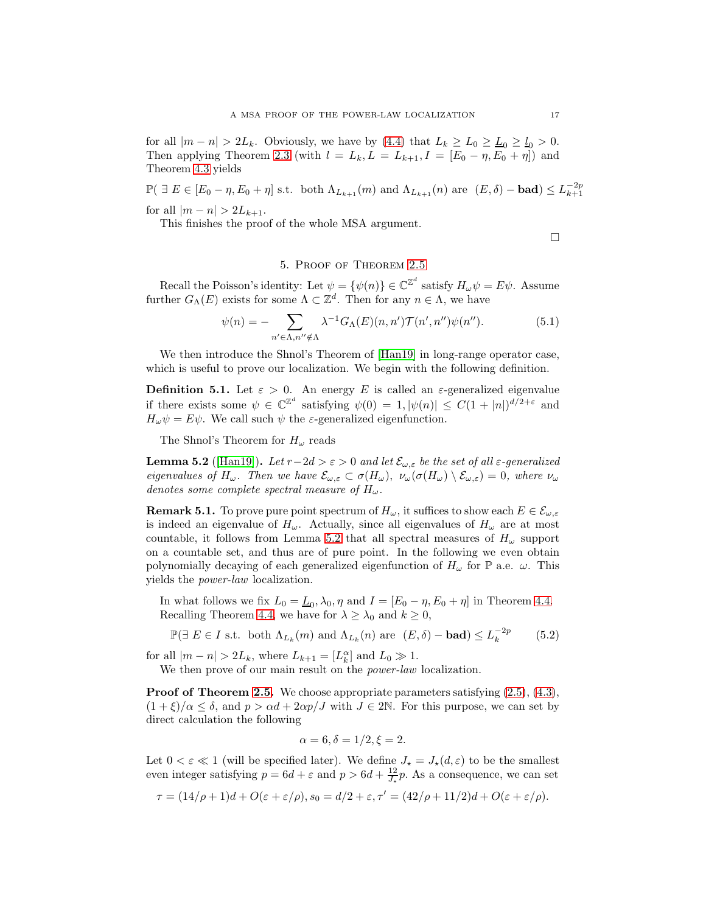for all $|m-n|>2L_k$. Obviously, we have by (4.4) that $L_k \geq L_0 \geq \underline{L}_0 \geq \underline{l}_0 > 0$. Then applying Theorem 2.3 (with $l = L_k, L = L_{k+1}, I = [E_0-\eta, E_0+\eta]$) and Theorem 4.3 yields

$$\mathbb{P}(\ \exists\ E \in [E_0-\eta, E_0+\eta] \text{ s.t. both } \Lambda_{L_{k+1}}(m) \text{ and } \Lambda_{L_{k+1}}(n) \text{ are } (E,\delta)-\textbf{bad}) \leq L_{k+1}^{-2p}$$

for all $|m-n|>2L_{k+1}$.

This finishes the proof of the whole MSA argument.

□

## 5. Proof of Theorem 2.5

Recall the Poisson's identity: Let $\psi = \{\psi(n)\} \in \mathbb{C}^{\mathbb{Z}^d}$ satisfy $H_\omega \psi = E\psi$. Assume further $G_\Lambda(E)$ exists for some $\Lambda \subset \mathbb{Z}^d$. Then for any $n \in \Lambda$, we have

$$\psi(n) = -\sum_{n' \in \Lambda, n'' \notin \Lambda} \lambda^{-1} G_\Lambda(E)(n,n') \mathcal{T}(n',n'')\psi(n''). \tag{5.1}$$

We then introduce the Shnol's Theorem of [Han19] in long-range operator case, which is useful to prove our localization. We begin with the following definition.

**Definition 5.1.** Let $\varepsilon > 0$. An energy $E$ is called an $\varepsilon$-generalized eigenvalue if there exists some $\psi \in \mathbb{C}^{\mathbb{Z}^d}$ satisfying $\psi(0) = 1, |\psi(n)| \leq C(1+|n|)^{d/2+\varepsilon}$ and $H_\omega \psi = E\psi$. We call such $\psi$ the $\varepsilon$-generalized eigenfunction.

The Shnol's Theorem for $H_\omega$ reads

**Lemma 5.2** ([Han19]). *Let $r - 2d > \varepsilon > 0$ and let $\mathcal{E}_{\omega,\varepsilon}$ be the set of all $\varepsilon$-generalized eigenvalues of $H_\omega$. Then we have $\mathcal{E}_{\omega,\varepsilon} \subset \sigma(H_\omega)$, $\nu_\omega(\sigma(H_\omega) \setminus \mathcal{E}_{\omega,\varepsilon}) = 0$, where $\nu_\omega$ denotes some complete spectral measure of $H_\omega$.*

**Remark 5.1.** To prove pure point spectrum of $H_\omega$, it suffices to show each $E \in \mathcal{E}_{\omega,\varepsilon}$ is indeed an eigenvalue of $H_\omega$. Actually, since all eigenvalues of $H_\omega$ are at most countable, it follows from Lemma 5.2 that all spectral measures of $H_\omega$ support on a countable set, and thus are of pure point. In the following we even obtain polynomially decaying of each generalized eigenfunction of $H_\omega$ for $\mathbb{P}$ a.e. $\omega$. This yields the *power-law* localization.

In what follows we fix $L_0 = \underline{L}_0, \lambda_0, \eta$ and $I = [E_0-\eta, E_0+\eta]$ in Theorem 4.4. Recalling Theorem 4.4, we have for $\lambda \geq \lambda_0$ and $k \geq 0$,

$$\mathbb{P}(\exists\ E \in I \text{ s.t. both } \Lambda_{L_k}(m) \text{ and } \Lambda_{L_k}(n) \text{ are } (E,\delta)-\textbf{bad}) \leq L_k^{-2p} \tag{5.2}$$

for all $|m-n| > 2L_k$, where $L_{k+1} = [L_k^\alpha]$ and $L_0 \gg 1$.

We then prove of our main result on the *power-law* localization.

**Proof of Theorem 2.5.** We choose appropriate parameters satisfying (2.5), (4.3), $(1+\xi)/\alpha \leq \delta$, and $p > \alpha d + 2\alpha p/J$ with $J \in 2\mathbb{N}$. For this purpose, we can set by direct calculation the following

$$\alpha = 6, \delta = 1/2, \xi = 2.$$

Let $0 < \varepsilon \ll 1$ (will be specified later). We define $J_\star = J_\star(d,\varepsilon)$ to be the smallest even integer satisfying $p = 6d + \varepsilon$ and $p > 6d + \frac{12}{J_\star}p$. As a consequence, we can set

$$\tau = (14/\rho + 1)d + O(\varepsilon + \varepsilon/\rho), s_0 = d/2 + \varepsilon, \tau' = (42/\rho + 11/2)d + O(\varepsilon + \varepsilon/\rho).$$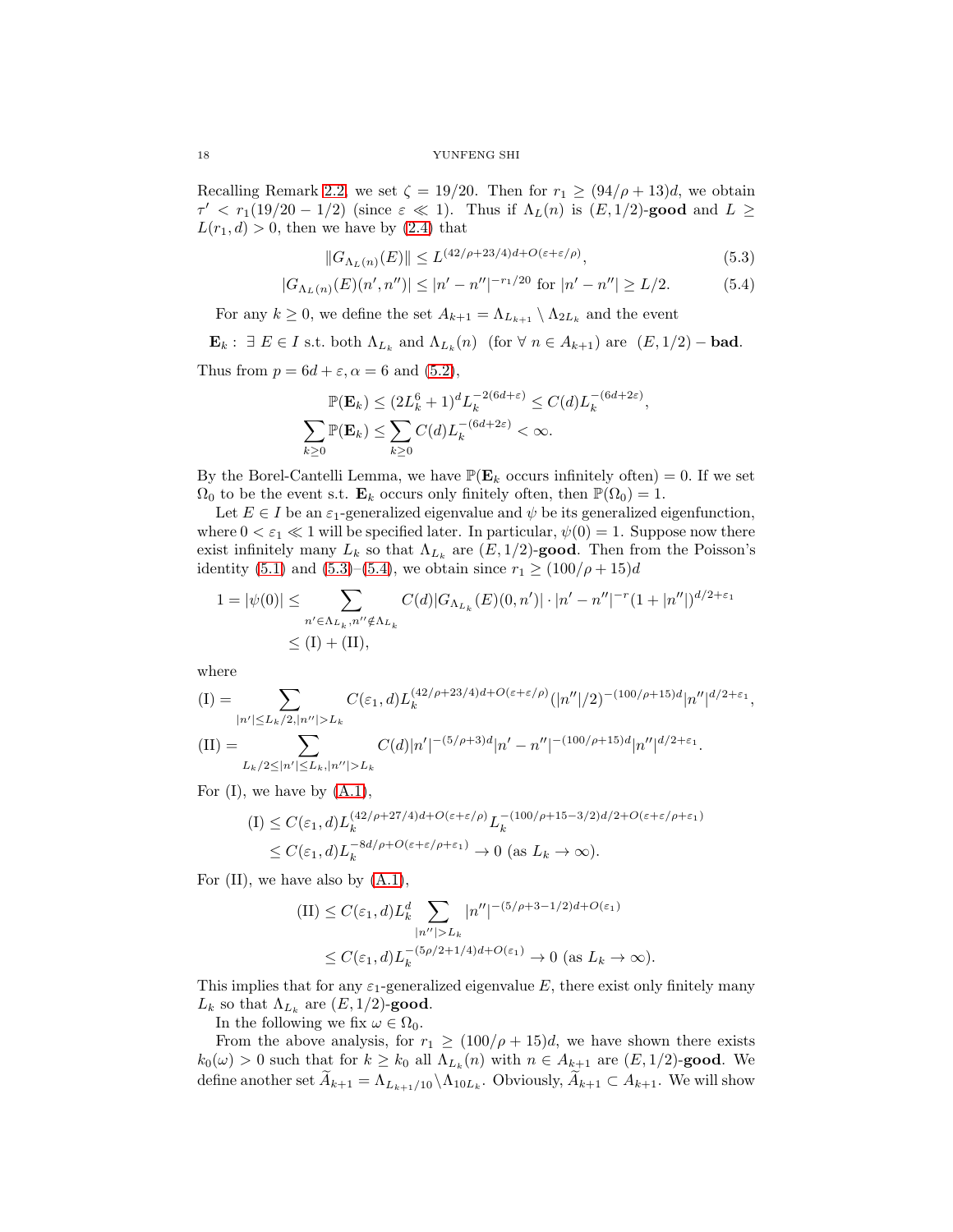Recalling Remark 2.2, we set $\zeta = 19/20$. Then for $r_1 \geq (94/\rho + 13)d$, we obtain $\tau' < r_1(19/20 - 1/2)$ (since $\varepsilon \ll 1$). Thus if $\Lambda_L(n)$ is $(E, 1/2)$-**good** and $L \geq L(r_1, d) > 0$, then we have by (2.4) that

$$\|G_{\Lambda_L(n)}(E)\| \leq L^{(42/\rho+23/4)d+O(\varepsilon+\varepsilon/\rho)}, \tag{5.3}$$

$$|G_{\Lambda_L(n)}(E)(n', n'')| \leq |n' - n''|^{-r_1/20} \text{ for } |n' - n''| \geq L/2. \tag{5.4}$$

For any $k \geq 0$, we define the set $A_{k+1} = \Lambda_{L_{k+1}} \setminus \Lambda_{2L_k}$ and the event

$\mathbf{E}_k:\ \exists\, E \in I$ s.t. both $\Lambda_{L_k}$ and $\Lambda_{L_k}(n)$ (for $\forall\, n \in A_{k+1}$) are $(E, 1/2)-$**bad**.

Thus from $p = 6d + \varepsilon, \alpha = 6$ and (5.2),

$$\mathbb{P}(\mathbf{E}_k) \leq (2L_k^6 + 1)^d L_k^{-2(6d+\varepsilon)} \leq C(d) L_k^{-(6d+2\varepsilon)},$$

$$\sum_{k\geq 0} \mathbb{P}(\mathbf{E}_k) \leq \sum_{k\geq 0} C(d) L_k^{-(6d+2\varepsilon)} < \infty.$$

By the Borel-Cantelli Lemma, we have $\mathbb{P}(\mathbf{E}_k$ occurs infinitely often$) = 0$. If we set $\Omega_0$ to be the event s.t. $\mathbf{E}_k$ occurs only finitely often, then $\mathbb{P}(\Omega_0) = 1$.

Let $E \in I$ be an $\varepsilon_1$-generalized eigenvalue and $\psi$ be its generalized eigenfunction, where $0 < \varepsilon_1 \ll 1$ will be specified later. In particular, $\psi(0) = 1$. Suppose now there exist infinitely many $L_k$ so that $\Lambda_{L_k}$ are $(E, 1/2)$-**good**. Then from the Poisson's identity (5.1) and (5.3)–(5.4), we obtain since $r_1 \geq (100/\rho + 15)d$

$$\begin{aligned} 1 = |\psi(0)| &\leq \sum_{n' \in \Lambda_{L_k}, n'' \notin \Lambda_{L_k}} C(d) |G_{\Lambda_{L_k}}(E)(0, n')| \cdot |n' - n''|^{-r}(1 + |n''|)^{d/2+\varepsilon_1} \\ &\leq \text{(I)} + \text{(II)}, \end{aligned}$$

where

$$\text{(I)} = \sum_{|n'| \leq L_k/2, |n''| > L_k} C(\varepsilon_1, d) L_k^{(42/\rho+23/4)d+O(\varepsilon+\varepsilon/\rho)} (|n''|/2)^{-(100/\rho+15)d} |n''|^{d/2+\varepsilon_1},$$

$$\text{(II)} = \sum_{L_k/2 \leq |n'| \leq L_k, |n''| > L_k} C(d) |n'|^{-(5/\rho+3)d} |n' - n''|^{-(100/\rho+15)d} |n''|^{d/2+\varepsilon_1}.$$

For (I), we have by (A.1),

$$\begin{aligned} \text{(I)} &\leq C(\varepsilon_1, d) L_k^{(42/\rho+27/4)d+O(\varepsilon+\varepsilon/\rho)} L_k^{-(100/\rho+15-3/2)d/2+O(\varepsilon+\varepsilon/\rho+\varepsilon_1)} \\ &\leq C(\varepsilon_1, d) L_k^{-8d/\rho+O(\varepsilon+\varepsilon/\rho+\varepsilon_1)} \to 0 \text{ (as } L_k \to \infty). \end{aligned}$$

For (II), we have also by (A.1),

$$\begin{aligned} \text{(II)} &\leq C(\varepsilon_1, d) L_k^d \sum_{|n''| > L_k} |n''|^{-(5/\rho+3-1/2)d+O(\varepsilon_1)} \\ &\leq C(\varepsilon_1, d) L_k^{-(5\rho/2+1/4)d+O(\varepsilon_1)} \to 0 \text{ (as } L_k \to \infty). \end{aligned}$$

This implies that for any $\varepsilon_1$-generalized eigenvalue $E$, there exist only finitely many $L_k$ so that $\Lambda_{L_k}$ are $(E, 1/2)$-**good**.

In the following we fix $\omega \in \Omega_0$.

From the above analysis, for $r_1 \geq (100/\rho + 15)d$, we have shown there exists $k_0(\omega) > 0$ such that for $k \geq k_0$ all $\Lambda_{L_k}(n)$ with $n \in A_{k+1}$ are $(E, 1/2)$-**good**. We define another set $\widetilde{A}_{k+1} = \Lambda_{L_{k+1}/10} \setminus \Lambda_{10L_k}$. Obviously, $\widetilde{A}_{k+1} \subset A_{k+1}$. We will show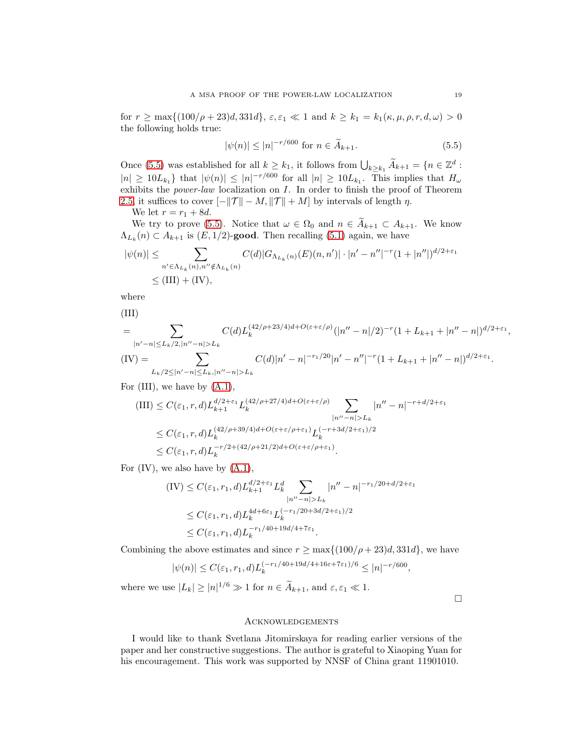for $r \geq \max\{(100/\rho + 23)d, 331d\}$, $\varepsilon, \varepsilon_1 \ll 1$ and $k \geq k_1 = k_1(\kappa, \mu, \rho, r, d, \omega) > 0$ the following holds true:

$$|\psi(n)| \leq |n|^{-r/600} \text{ for } n \in \widetilde{A}_{k+1}. \tag{5.5}$$

Once (5.5) was established for all $k \geq k_1$, it follows from $\bigcup_{k \geq k_1} \widetilde{A}_{k+1} = \{n \in \mathbb{Z}^d : |n| \geq 10L_{k_1}\}$ that $|\psi(n)| \leq |n|^{-r/600}$ for all $|n| \geq 10L_{k_1}$. This implies that $H_\omega$ exhibits the *power-law* localization on $I$. In order to finish the proof of Theorem 2.5, it suffices to cover $[-\|\mathcal{T}\| - M, \|\mathcal{T}\| + M]$ by intervals of length $\eta$.

We let $r = r_1 + 8d$.

We try to prove (5.5). Notice that $\omega \in \Omega_0$ and $n \in \widetilde{A}_{k+1} \subset A_{k+1}$. We know $\Lambda_{L_k}(n) \subset A_{k+1}$ is $(E, 1/2)$-**good**. Then recalling (5.1) again, we have

$$\begin{aligned}
|\psi(n)| &\leq \sum_{n' \in \Lambda_{L_k}(n), n'' \notin \Lambda_{L_k}(n)} C(d) |G_{\Lambda_{L_k}(n)}(E)(n, n')| \cdot |n' - n''|^{-r} (1 + |n''|)^{d/2 + \varepsilon_1} \\
&\leq \text{(III)} + \text{(IV)},
\end{aligned}$$

where

$$\begin{aligned}
&\text{(III)} \\
&= \sum_{|n'-n| \leq L_k/2, |n''-n| > L_k} C(d) L_k^{(42/\rho + 23/4)d + O(\varepsilon + \varepsilon/\rho)} (|n'' - n|/2)^{-r} (1 + L_{k+1} + |n'' - n|)^{d/2 + \varepsilon_1}, \\
&\text{(IV)} = \sum_{L_k/2 \leq |n'-n| \leq L_k, |n''-n| > L_k} C(d) |n' - n|^{-r_1/20} |n' - n''|^{-r} (1 + L_{k+1} + |n'' - n|)^{d/2 + \varepsilon_1}.
\end{aligned}$$

For (III), we have by (A.1),

$$\begin{aligned}
\text{(III)} &\leq C(\varepsilon_1, r, d) L_{k+1}^{d/2 + \varepsilon_1} L_k^{(42/\rho + 27/4)d + O(\varepsilon + \varepsilon/\rho)} \sum_{|n''-n| > L_k} |n'' - n|^{-r + d/2 + \varepsilon_1} \\
&\leq C(\varepsilon_1, r, d) L_k^{(42/\rho + 39/4)d + O(\varepsilon + \varepsilon/\rho + \varepsilon_1)} L_k^{(-r + 3d/2 + \varepsilon_1)/2} \\
&\leq C(\varepsilon_1, r, d) L_k^{-r/2 + (42/\rho + 21/2)d + O(\varepsilon + \varepsilon/\rho + \varepsilon_1)}.
\end{aligned}$$

For (IV), we also have by (A.1),

$$\begin{aligned}
\text{(IV)} &\leq C(\varepsilon_1, r_1, d) L_{k+1}^{d/2 + \varepsilon_1} L_k^d \sum_{|n''-n| > L_k} |n'' - n|^{-r_1/20 + d/2 + \varepsilon_1} \\
&\leq C(\varepsilon_1, r_1, d) L_k^{4d + 6\varepsilon_1} L_k^{(-r_1/20 + 3d/2 + \varepsilon_1)/2} \\
&\leq C(\varepsilon_1, r_1, d) L_k^{-r_1/40 + 19d/4 + 7\varepsilon_1}.
\end{aligned}$$

Combining the above estimates and since $r \geq \max\{(100/\rho + 23)d, 331d\}$, we have

$$|\psi(n)| \leq C(\varepsilon_1, r_1, d) L_k^{(-r_1/40 + 19d/4 + 16\varepsilon + 7\varepsilon_1)/6} \leq |n|^{-r/600},$$

where we use $|L_k| \geq |n|^{1/6} \gg 1$ for $n \in \widetilde{A}_{k+1}$, and $\varepsilon, \varepsilon_1 \ll 1$. □

## Acknowledgements

I would like to thank Svetlana Jitomirskaya for reading earlier versions of the paper and her constructive suggestions. The author is grateful to Xiaoping Yuan for his encouragement. This work was supported by NNSF of China grant 11901010.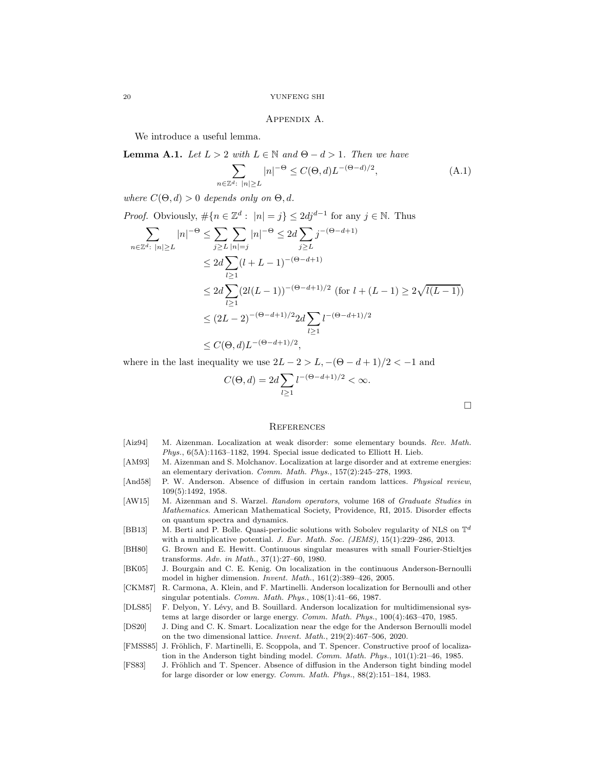## Appendix A.

We introduce a useful lemma.

**Lemma A.1.** *Let $L > 2$ with $L \in \mathbb{N}$ and $\Theta - d > 1$. Then we have*

$$\sum_{n \in \mathbb{Z}^d:\ |n| \geq L} |n|^{-\Theta} \leq C(\Theta, d) L^{-(\Theta-d)/2}, \tag{A.1}$$

*where $C(\Theta, d) > 0$ depends only on $\Theta, d$.*

*Proof.* Obviously, $\#\{n \in \mathbb{Z}^d : \ |n| = j\} \leq 2dj^{d-1}$ for any $j \in \mathbb{N}$. Thus

$$\begin{aligned}
\sum_{n \in \mathbb{Z}^d:\ |n| \geq L} |n|^{-\Theta} &\leq \sum_{j \geq L} \sum_{|n|=j} |n|^{-\Theta} \leq 2d \sum_{j \geq L} j^{-(\Theta-d+1)} \\
&\leq 2d \sum_{l \geq 1} (l + L - 1)^{-(\Theta-d+1)} \\
&\leq 2d \sum_{l \geq 1} (2l(L-1))^{-(\Theta-d+1)/2} \ (\text{for } l + (L-1) \geq 2\sqrt{l(L-1)}) \\
&\leq (2L-2)^{-(\Theta-d+1)/2} 2d \sum_{l \geq 1} l^{-(\Theta-d+1)/2} \\
&\leq C(\Theta, d) L^{-(\Theta-d+1)/2},
\end{aligned}$$

where in the last inequality we use $2L - 2 > L, -(\Theta - d + 1)/2 < -1$ and

$$C(\Theta, d) = 2d \sum_{l \geq 1} l^{-(\Theta-d+1)/2} < \infty.$$

$\square$

## References

[Aiz94] M. Aizenman. Localization at weak disorder: some elementary bounds. *Rev. Math. Phys.*, 6(5A):1163–1182, 1994. Special issue dedicated to Elliott H. Lieb.

[AM93] M. Aizenman and S. Molchanov. Localization at large disorder and at extreme energies: an elementary derivation. *Comm. Math. Phys.*, 157(2):245–278, 1993.

[And58] P. W. Anderson. Absence of diffusion in certain random lattices. *Physical review*, 109(5):1492, 1958.

[AW15] M. Aizenman and S. Warzel. *Random operators*, volume 168 of *Graduate Studies in Mathematics*. American Mathematical Society, Providence, RI, 2015. Disorder effects on quantum spectra and dynamics.

[BB13] M. Berti and P. Bolle. Quasi-periodic solutions with Sobolev regularity of NLS on $\mathbb{T}^d$ with a multiplicative potential. *J. Eur. Math. Soc. (JEMS)*, 15(1):229–286, 2013.

[BH80] G. Brown and E. Hewitt. Continuous singular measures with small Fourier-Stieltjes transforms. *Adv. in Math.*, 37(1):27–60, 1980.

[BK05] J. Bourgain and C. E. Kenig. On localization in the continuous Anderson-Bernoulli model in higher dimension. *Invent. Math.*, 161(2):389–426, 2005.

[CKM87] R. Carmona, A. Klein, and F. Martinelli. Anderson localization for Bernoulli and other singular potentials. *Comm. Math. Phys.*, 108(1):41–66, 1987.

[DLS85] F. Delyon, Y. Lévy, and B. Souillard. Anderson localization for multidimensional systems at large disorder or large energy. *Comm. Math. Phys.*, 100(4):463–470, 1985.

[DS20] J. Ding and C. K. Smart. Localization near the edge for the Anderson Bernoulli model on the two dimensional lattice. *Invent. Math.*, 219(2):467–506, 2020.

[FMSS85] J. Fröhlich, F. Martinelli, E. Scoppola, and T. Spencer. Constructive proof of localization in the Anderson tight binding model. *Comm. Math. Phys.*, 101(1):21–46, 1985.

[FS83] J. Fröhlich and T. Spencer. Absence of diffusion in the Anderson tight binding model for large disorder or low energy. *Comm. Math. Phys.*, 88(2):151–184, 1983.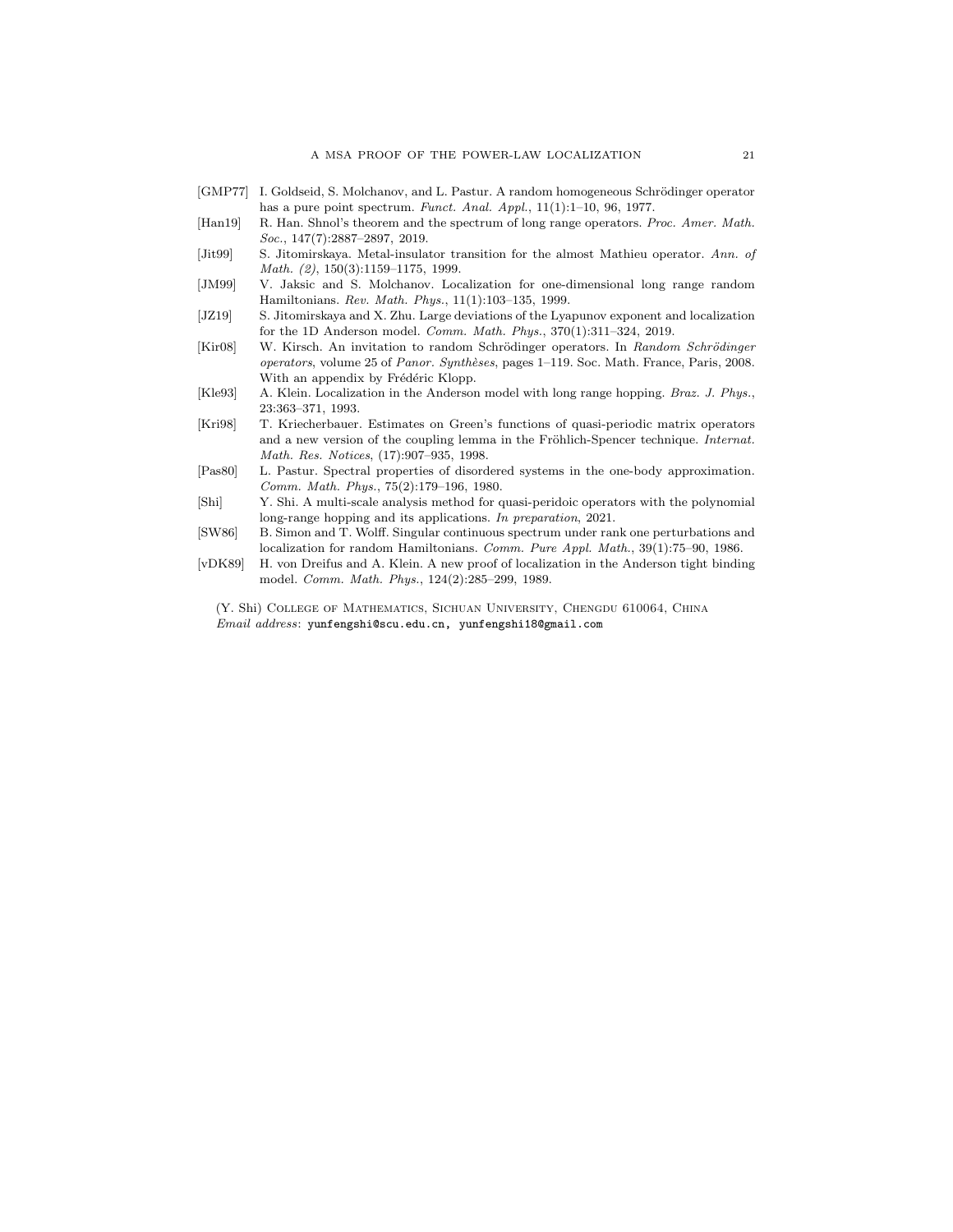[GMP77] I. Goldseid, S. Molchanov, and L. Pastur. A random homogeneous Schrödinger operator has a pure point spectrum. *Funct. Anal. Appl.*, 11(1):1–10, 96, 1977.

[Han19] R. Han. Shnol's theorem and the spectrum of long range operators. *Proc. Amer. Math. Soc.*, 147(7):2887–2897, 2019.

[Jit99] S. Jitomirskaya. Metal-insulator transition for the almost Mathieu operator. *Ann. of Math. (2)*, 150(3):1159–1175, 1999.

[JM99] V. Jaksic and S. Molchanov. Localization for one-dimensional long range random Hamiltonians. *Rev. Math. Phys.*, 11(1):103–135, 1999.

[JZ19] S. Jitomirskaya and X. Zhu. Large deviations of the Lyapunov exponent and localization for the 1D Anderson model. *Comm. Math. Phys.*, 370(1):311–324, 2019.

[Kir08] W. Kirsch. An invitation to random Schrödinger operators. In *Random Schrödinger operators*, volume 25 of *Panor. Synthèses*, pages 1–119. Soc. Math. France, Paris, 2008. With an appendix by Frédéric Klopp.

[Kle93] A. Klein. Localization in the Anderson model with long range hopping. *Braz. J. Phys.*, 23:363–371, 1993.

[Kri98] T. Kriecherbauer. Estimates on Green's functions of quasi-periodic matrix operators and a new version of the coupling lemma in the Fröhlich-Spencer technique. *Internat. Math. Res. Notices*, (17):907–935, 1998.

[Pas80] L. Pastur. Spectral properties of disordered systems in the one-body approximation. *Comm. Math. Phys.*, 75(2):179–196, 1980.

[Shi] Y. Shi. A multi-scale analysis method for quasi-peridoic operators with the polynomial long-range hopping and its applications. *In preparation*, 2021.

[SW86] B. Simon and T. Wolff. Singular continuous spectrum under rank one perturbations and localization for random Hamiltonians. *Comm. Pure Appl. Math.*, 39(1):75–90, 1986.

[vDK89] H. von Dreifus and A. Klein. A new proof of localization in the Anderson tight binding model. *Comm. Math. Phys.*, 124(2):285–299, 1989.

(Y. Shi) College of Mathematics, Sichuan University, Chengdu 610064, China
*Email address*: `yunfengshi@scu.edu.cn, yunfengshi18@gmail.com`